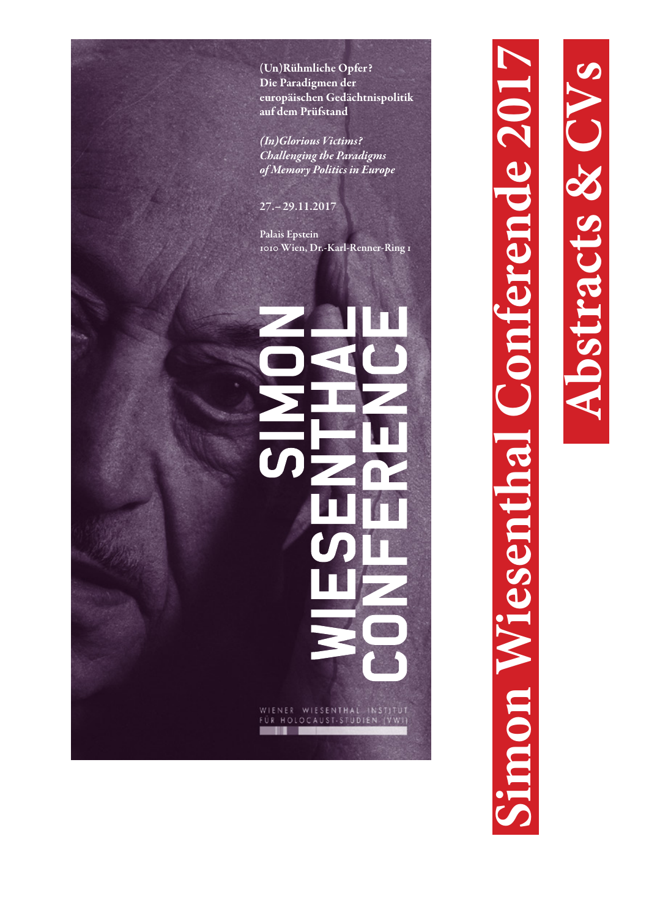# Simon Wiesenthal Conference 2017

## Abstracts & CVs

**(Un)Rühmliche Opfer? Die Paradigmen der europäischen Gedächtnispolitik auf dem Prüfstand**

***(In)Glorious Victims? Challenging the Paradigms of Memory Politics in Europe***

27.–29.11.2017

Palais Epstein
1010 Wien, Dr.-Karl-Renner-Ring 1

SIMON WIESENTHAL CONFERENCE

WIENER WIESENTHAL INSTITUT FÜR HOLOCAUST-STUDIEN (VWI)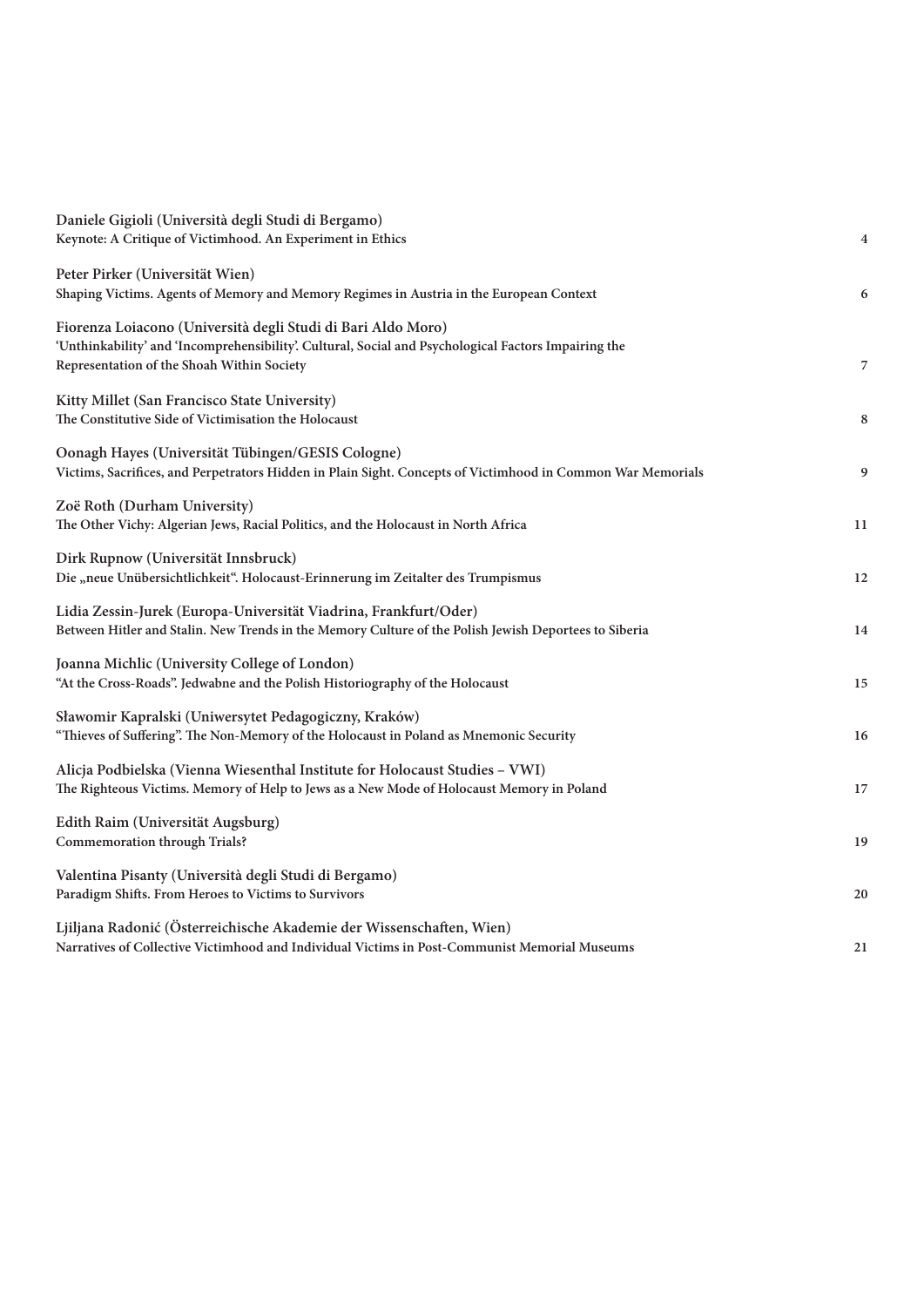Daniele Gigioli (Università degli Studi di Bergamo)
**Keynote: A Critique of Victimhood. An Experiment in Ethics** 4

Peter Pirker (Universität Wien)
**Shaping Victims. Agents of Memory and Memory Regimes in Austria in the European Context** 6

Fiorenza Loiacono (Università degli Studi di Bari Aldo Moro)
**'Unthinkability' and 'Incomprehensibility'. Cultural, Social and Psychological Factors Impairing the Representation of the Shoah Within Society** 7

Kitty Millet (San Francisco State University)
**The Constitutive Side of Victimisation the Holocaust** 8

Oonagh Hayes (Universität Tübingen/GESIS Cologne)
**Victims, Sacrifices, and Perpetrators Hidden in Plain Sight. Concepts of Victimhood in Common War Memorials** 9

Zoë Roth (Durham University)
**The Other Vichy: Algerian Jews, Racial Politics, and the Holocaust in North Africa** 11

Dirk Rupnow (Universität Innsbruck)
**Die „neue Unübersichtlichkeit". Holocaust-Erinnerung im Zeitalter des Trumpismus** 12

Lidia Zessin-Jurek (Europa-Universität Viadrina, Frankfurt/Oder)
**Between Hitler and Stalin. New Trends in the Memory Culture of the Polish Jewish Deportees to Siberia** 14

Joanna Michlic (University College of London)
**"At the Cross-Roads". Jedwabne and the Polish Historiography of the Holocaust** 15

Sławomir Kapralski (Uniwersytet Pedagogiczny, Kraków)
**"Thieves of Suffering". The Non-Memory of the Holocaust in Poland as Mnemonic Security** 16

Alicja Podbielska (Vienna Wiesenthal Institute for Holocaust Studies – VWI)
**The Righteous Victims. Memory of Help to Jews as a New Mode of Holocaust Memory in Poland** 17

Edith Raim (Universität Augsburg)
**Commemoration through Trials?** 19

Valentina Pisanty (Università degli Studi di Bergamo)
**Paradigm Shifts. From Heroes to Victims to Survivors** 20

Ljiljana Radonić (Österreichische Akademie der Wissenschaften, Wien)
**Narratives of Collective Victimhood and Individual Victims in Post-Communist Memorial Museums** 21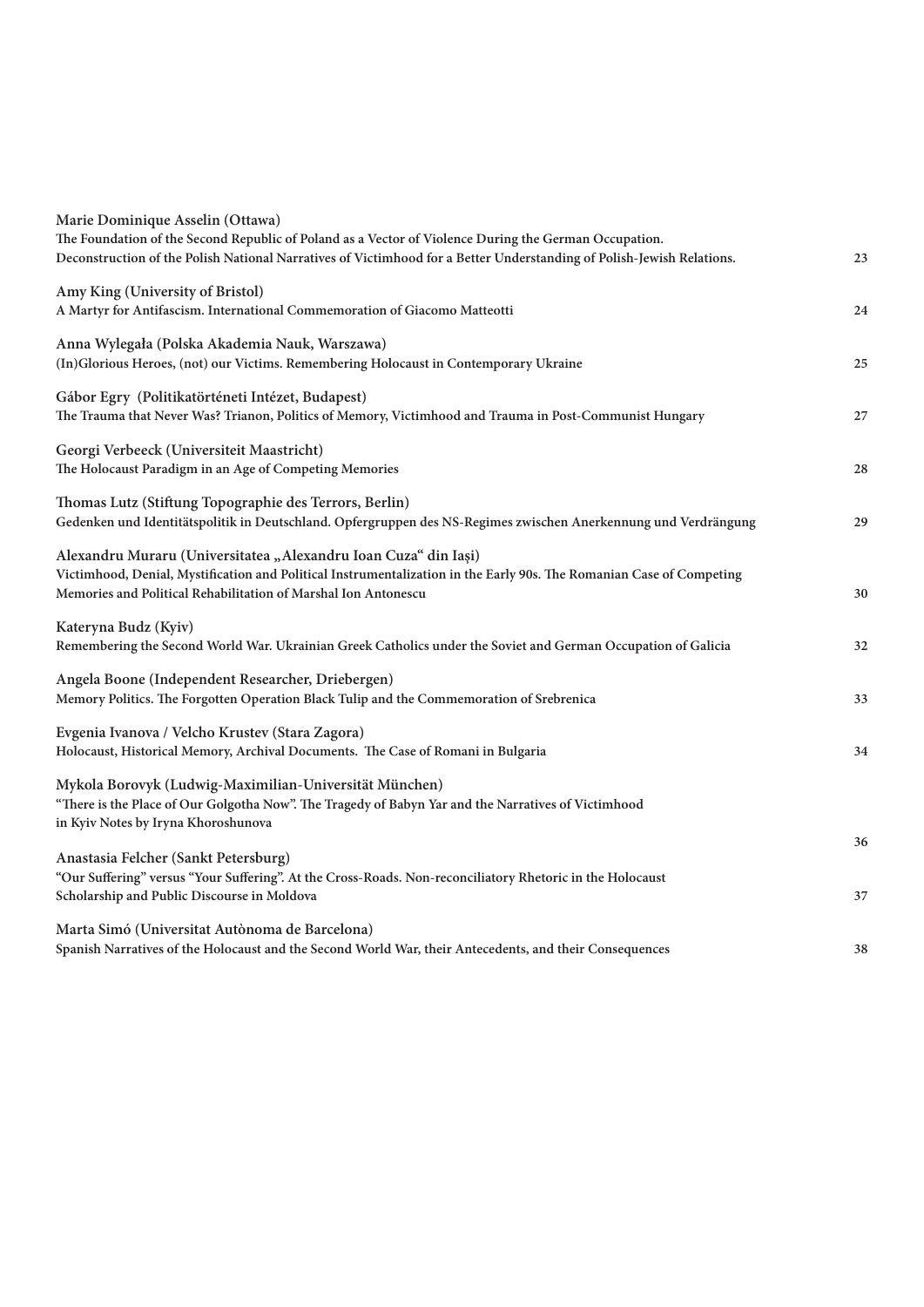**Marie Dominique Asselin (Ottawa)**
The Foundation of the Second Republic of Poland as a Vector of Violence During the German Occupation. Deconstruction of the Polish National Narratives of Victimhood for a Better Understanding of Polish-Jewish Relations. 23

**Amy King (University of Bristol)**
A Martyr for Antifascism. International Commemoration of Giacomo Matteotti 24

**Anna Wylegała (Polska Akademia Nauk, Warszawa)**
(In)Glorious Heroes, (not) our Victims. Remembering Holocaust in Contemporary Ukraine 25

**Gábor Egry (Politikatörténeti Intézet, Budapest)**
The Trauma that Never Was? Trianon, Politics of Memory, Victimhood and Trauma in Post-Communist Hungary 27

**Georgi Verbeeck (Universiteit Maastricht)**
The Holocaust Paradigm in an Age of Competing Memories 28

**Thomas Lutz (Stiftung Topographie des Terrors, Berlin)**
Gedenken und Identitätspolitik in Deutschland. Opfergruppen des NS-Regimes zwischen Anerkennung und Verdrängung 29

**Alexandru Muraru (Universitatea „Alexandru Ioan Cuza“ din Iași)**
Victimhood, Denial, Mystification and Political Instrumentalization in the Early 90s. The Romanian Case of Competing Memories and Political Rehabilitation of Marshal Ion Antonescu 30

**Kateryna Budz (Kyiv)**
Remembering the Second World War. Ukrainian Greek Catholics under the Soviet and German Occupation of Galicia 32

**Angela Boone (Independent Researcher, Driebergen)**
Memory Politics. The Forgotten Operation Black Tulip and the Commemoration of Srebrenica 33

**Evgenia Ivanova / Velcho Krustev (Stara Zagora)**
Holocaust, Historical Memory, Archival Documents. The Case of Romani in Bulgaria 34

**Mykola Borovyk (Ludwig-Maximilian-Universität München)**
“There is the Place of Our Golgotha Now”. The Tragedy of Babyn Yar and the Narratives of Victimhood in Kyiv Notes by Iryna Khoroshunova 36

**Anastasia Felcher (Sankt Petersburg)**
“Our Suffering” versus “Your Suffering”. At the Cross-Roads. Non-reconciliatory Rhetoric in the Holocaust Scholarship and Public Discourse in Moldova 37

**Marta Simó (Universitat Autònoma de Barcelona)**
Spanish Narratives of the Holocaust and the Second World War, their Antecedents, and their Consequences 38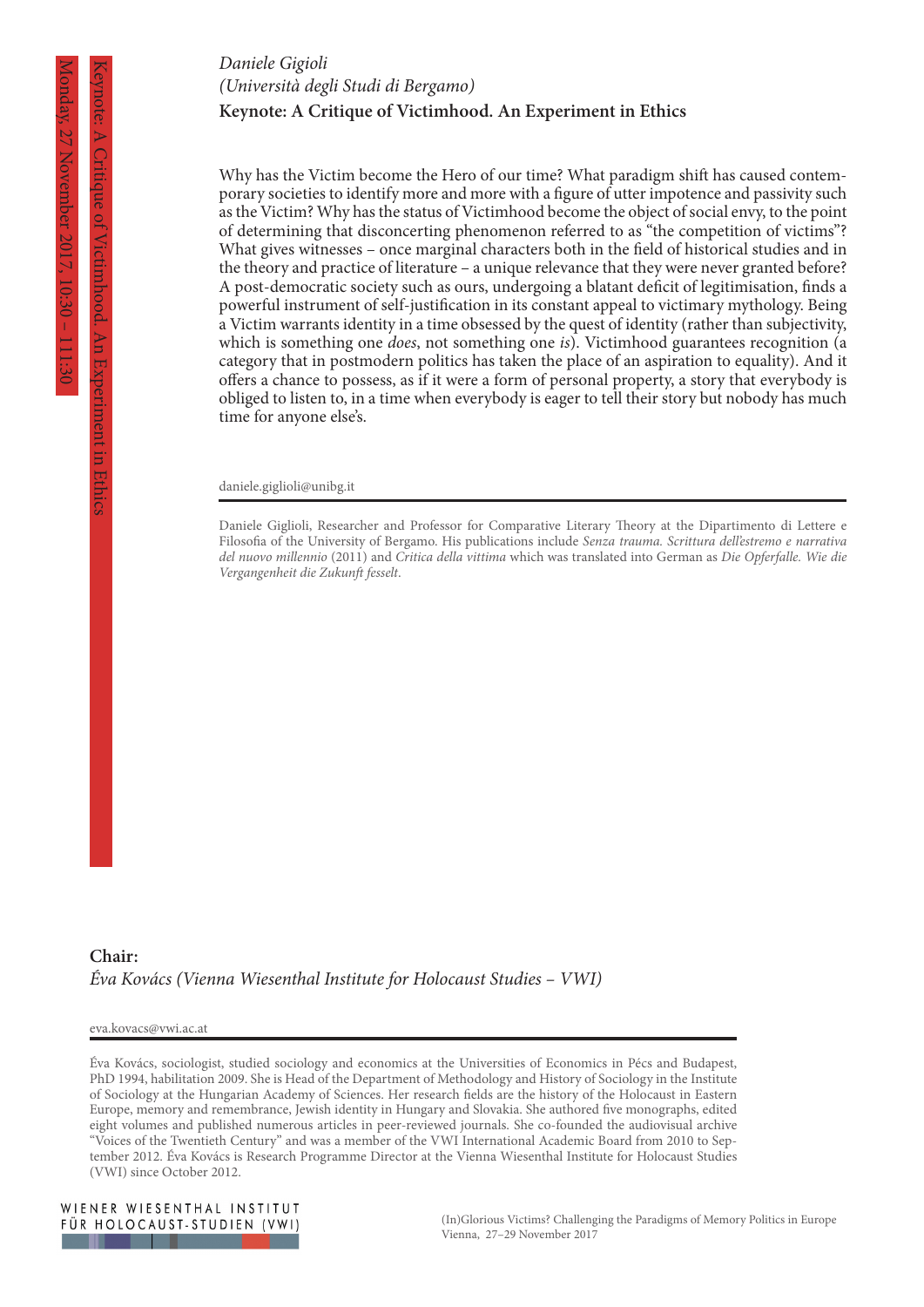*Daniele Gigioli*
*(Università degli Studi di Bergamo)*
**Keynote: A Critique of Victimhood. An Experiment in Ethics**

Why has the Victim become the Hero of our time? What paradigm shift has caused contemporary societies to identify more and more with a figure of utter impotence and passivity such as the Victim? Why has the status of Victimhood become the object of social envy, to the point of determining that disconcerting phenomenon referred to as "the competition of victims"? What gives witnesses – once marginal characters both in the field of historical studies and in the theory and practice of literature – a unique relevance that they were never granted before? A post-democratic society such as ours, undergoing a blatant deficit of legitimisation, finds a powerful instrument of self-justification in its constant appeal to victimary mythology. Being a Victim warrants identity in a time obsessed by the quest of identity (rather than subjectivity, which is something one *does*, not something one *is*). Victimhood guarantees recognition (a category that in postmodern politics has taken the place of an aspiration to equality). And it offers a chance to possess, as if it were a form of personal property, a story that everybody is obliged to listen to, in a time when everybody is eager to tell their story but nobody has much time for anyone else's.

daniele.giglioli@unibg.it

Daniele Giglioli, Researcher and Professor for Comparative Literary Theory at the Dipartimento di Lettere e Filosofia of the University of Bergamo. His publications include *Senza trauma. Scrittura dell'estremo e narrativa del nuovo millennio* (2011) and *Critica della vittima* which was translated into German as *Die Opferfalle. Wie die Vergangenheit die Zukunft fesselt*.

Keynote: A Critique of Victimhood. An Experiment in Ethics

Monday, 27 November 2017, 10:30 – 111:30

**Chair:**
*Éva Kovács (Vienna Wiesenthal Institute for Holocaust Studies – VWI)*

eva.kovacs@vwi.ac.at

Éva Kovács, sociologist, studied sociology and economics at the Universities of Economics in Pécs and Budapest, PhD 1994, habilitation 2009. She is Head of the Department of Methodology and History of Sociology in the Institute of Sociology at the Hungarian Academy of Sciences. Her research fields are the history of the Holocaust in Eastern Europe, memory and remembrance, Jewish identity in Hungary and Slovakia. She authored five monographs, edited eight volumes and published numerous articles in peer-reviewed journals. She co-founded the audiovisual archive "Voices of the Twentieth Century" and was a member of the VWI International Academic Board from 2010 to September 2012. Éva Kovács is Research Programme Director at the Vienna Wiesenthal Institute for Holocaust Studies (VWI) since October 2012.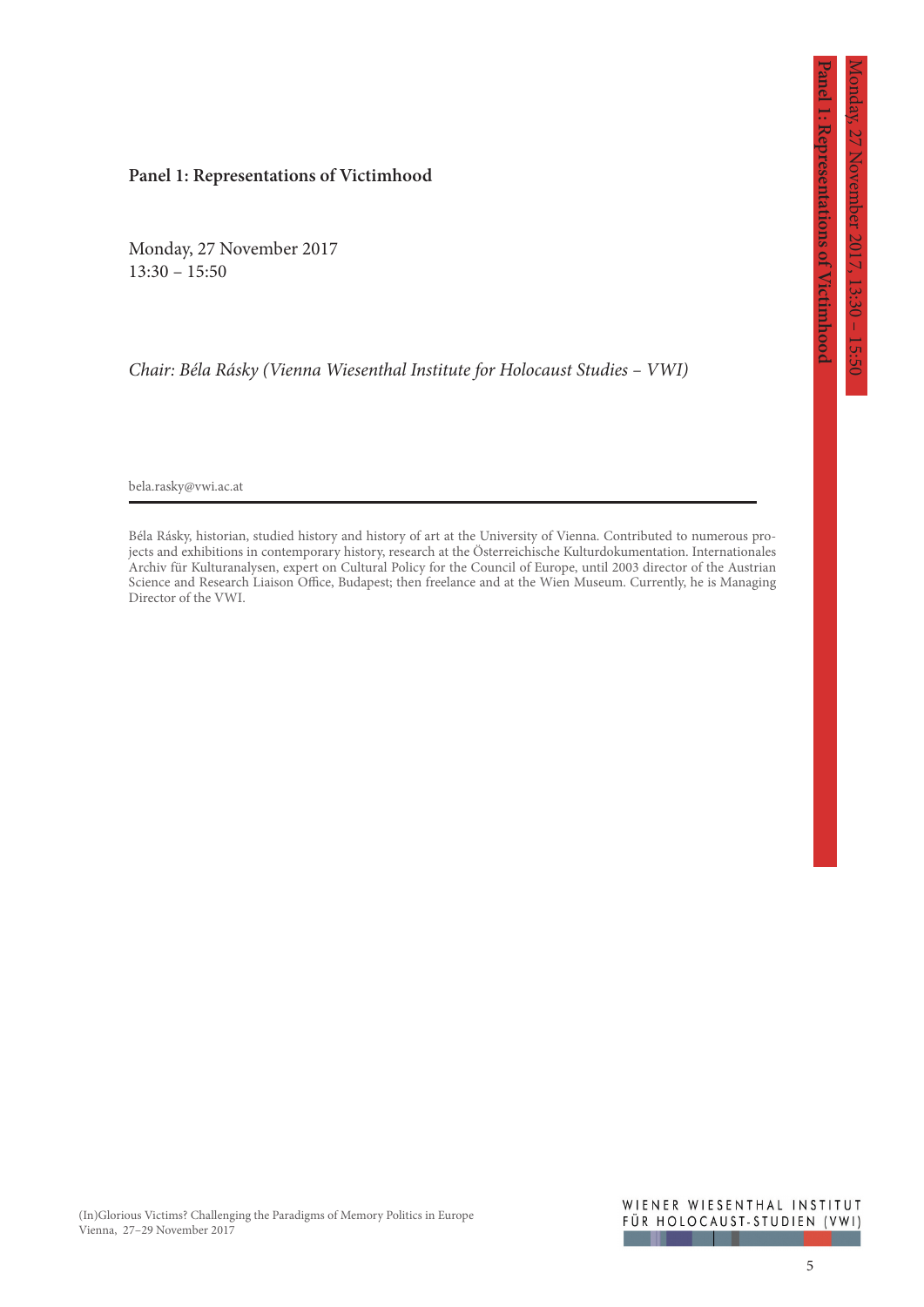## Panel 1: Representations of Victimhood

Monday, 27 November 2017
13:30 – 15:50

*Chair: Béla Rásky (Vienna Wiesenthal Institute for Holocaust Studies – VWI)*

bela.rasky@vwi.ac.at

---

Béla Rásky, historian, studied history and history of art at the University of Vienna. Contributed to numerous projects and exhibitions in contemporary history, research at the Österreichische Kulturdokumentation. Internationales Archiv für Kulturanalysen, expert on Cultural Policy for the Council of Europe, until 2003 director of the Austrian Science and Research Liaison Office, Budapest; then freelance and at the Wien Museum. Currently, he is Managing Director of the VWI.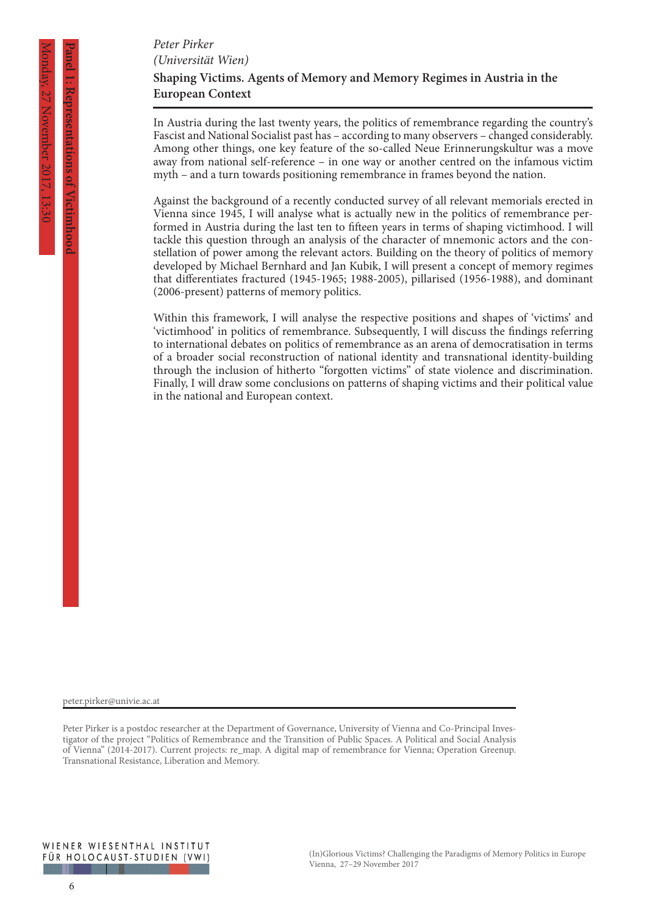*Peter Pirker*
*(Universität Wien)*

## Shaping Victims. Agents of Memory and Memory Regimes in Austria in the European Context

In Austria during the last twenty years, the politics of remembrance regarding the country's Fascist and National Socialist past has – according to many observers – changed considerably. Among other things, one key feature of the so-called Neue Erinnerungskultur was a move away from national self-reference – in one way or another centred on the infamous victim myth – and a turn towards positioning remembrance in frames beyond the nation.

Against the background of a recently conducted survey of all relevant memorials erected in Vienna since 1945, I will analyse what is actually new in the politics of remembrance performed in Austria during the last ten to fifteen years in terms of shaping victimhood. I will tackle this question through an analysis of the character of mnemonic actors and the constellation of power among the relevant actors. Building on the theory of politics of memory developed by Michael Bernhard and Jan Kubik, I will present a concept of memory regimes that differentiates fractured (1945-1965; 1988-2005), pillarised (1956-1988), and dominant (2006-present) patterns of memory politics.

Within this framework, I will analyse the respective positions and shapes of 'victims' and 'victimhood' in politics of remembrance. Subsequently, I will discuss the findings referring to international debates on politics of remembrance as an arena of democratisation in terms of a broader social reconstruction of national identity and transnational identity-building through the inclusion of hitherto "forgotten victims" of state violence and discrimination. Finally, I will draw some conclusions on patterns of shaping victims and their political value in the national and European context.

peter.pirker@univie.ac.at

Peter Pirker is a postdoc researcher at the Department of Governance, University of Vienna and Co-Principal Investigator of the project "Politics of Remembrance and the Transition of Public Spaces. A Political and Social Analysis of Vienna" (2014-2017). Current projects: re_map. A digital map of remembrance for Vienna; Operation Greenup. Transnational Resistance, Liberation and Memory.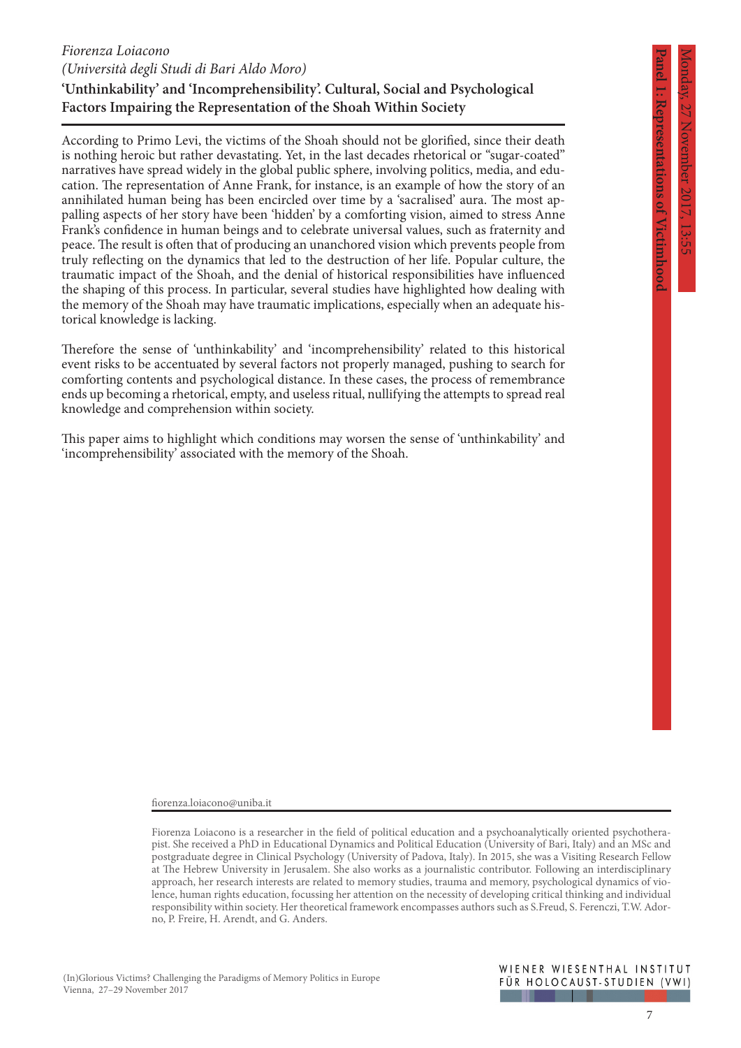*Fiorenza Loiacono*
*(Università degli Studi di Bari Aldo Moro)*

**'Unthinkability' and 'Incomprehensibility'. Cultural, Social and Psychological Factors Impairing the Representation of the Shoah Within Society**

According to Primo Levi, the victims of the Shoah should not be glorified, since their death is nothing heroic but rather devastating. Yet, in the last decades rhetorical or "sugar-coated" narratives have spread widely in the global public sphere, involving politics, media, and education. The representation of Anne Frank, for instance, is an example of how the story of an annihilated human being has been encircled over time by a 'sacralised' aura. The most appalling aspects of her story have been 'hidden' by a comforting vision, aimed to stress Anne Frank's confidence in human beings and to celebrate universal values, such as fraternity and peace. The result is often that of producing an unanchored vision which prevents people from truly reflecting on the dynamics that led to the destruction of her life. Popular culture, the traumatic impact of the Shoah, and the denial of historical responsibilities have influenced the shaping of this process. In particular, several studies have highlighted how dealing with the memory of the Shoah may have traumatic implications, especially when an adequate historical knowledge is lacking.

Therefore the sense of 'unthinkability' and 'incomprehensibility' related to this historical event risks to be accentuated by several factors not properly managed, pushing to search for comforting contents and psychological distance. In these cases, the process of remembrance ends up becoming a rhetorical, empty, and useless ritual, nullifying the attempts to spread real knowledge and comprehension within society.

This paper aims to highlight which conditions may worsen the sense of 'unthinkability' and 'incomprehensibility' associated with the memory of the Shoah.

fiorenza.loiacono@uniba.it

Fiorenza Loiacono is a researcher in the field of political education and a psychoanalytically oriented psychotherapist. She received a PhD in Educational Dynamics and Political Education (University of Bari, Italy) and an MSc and postgraduate degree in Clinical Psychology (University of Padova, Italy). In 2015, she was a Visiting Research Fellow at The Hebrew University in Jerusalem. She also works as a journalistic contributor. Following an interdisciplinary approach, her research interests are related to memory studies, trauma and memory, psychological dynamics of violence, human rights education, focussing her attention on the necessity of developing critical thinking and individual responsibility within society. Her theoretical framework encompasses authors such as S.Freud, S. Ferenczi, T.W. Adorno, P. Freire, H. Arendt, and G. Anders.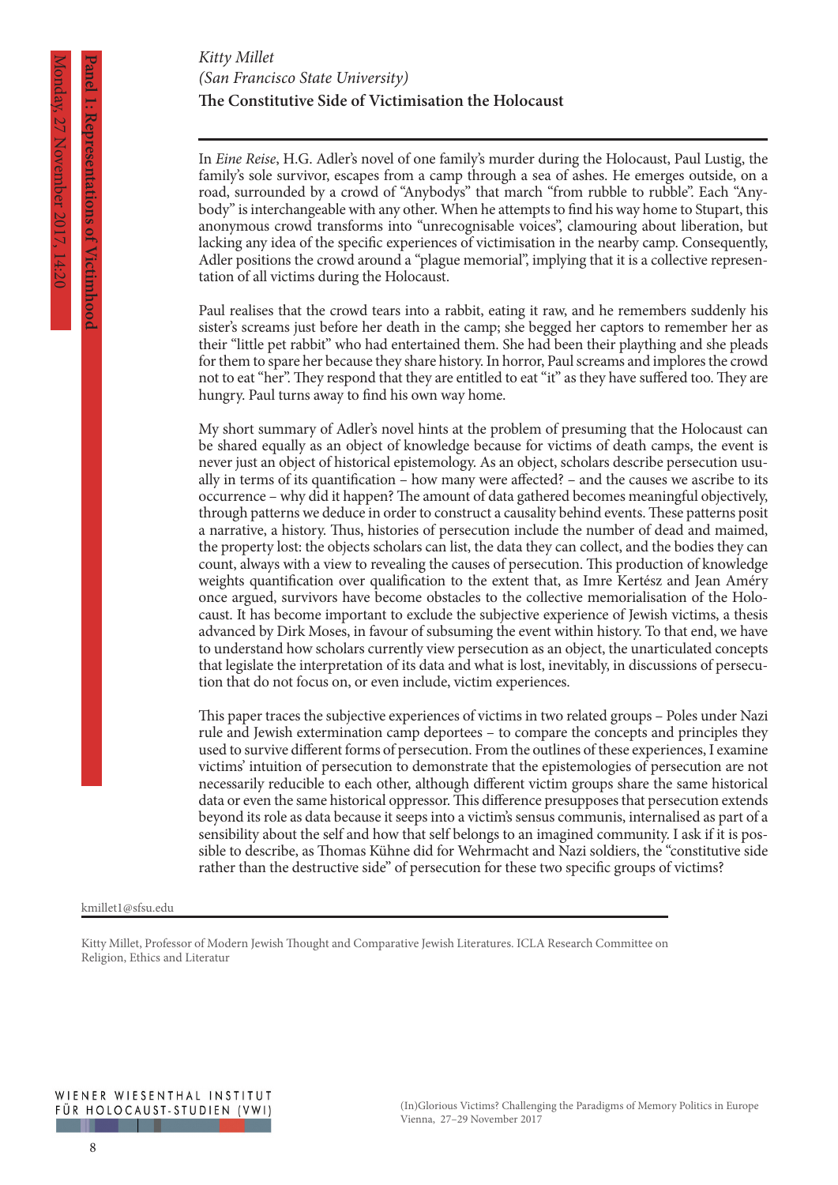*Kitty Millet*
*(San Francisco State University)*

**The Constitutive Side of Victimisation the Holocaust**

In *Eine Reise*, H.G. Adler's novel of one family's murder during the Holocaust, Paul Lustig, the family's sole survivor, escapes from a camp through a sea of ashes. He emerges outside, on a road, surrounded by a crowd of "Anybodys" that march "from rubble to rubble". Each "Anybody" is interchangeable with any other. When he attempts to find his way home to Stupart, this anonymous crowd transforms into "unrecognisable voices", clamouring about liberation, but lacking any idea of the specific experiences of victimisation in the nearby camp. Consequently, Adler positions the crowd around a "plague memorial", implying that it is a collective representation of all victims during the Holocaust.

Paul realises that the crowd tears into a rabbit, eating it raw, and he remembers suddenly his sister's screams just before her death in the camp; she begged her captors to remember her as their "little pet rabbit" who had entertained them. She had been their plaything and she pleads for them to spare her because they share history. In horror, Paul screams and implores the crowd not to eat "her". They respond that they are entitled to eat "it" as they have suffered too. They are hungry. Paul turns away to find his own way home.

My short summary of Adler's novel hints at the problem of presuming that the Holocaust can be shared equally as an object of knowledge because for victims of death camps, the event is never just an object of historical epistemology. As an object, scholars describe persecution usually in terms of its quantification – how many were affected? – and the causes we ascribe to its occurrence – why did it happen? The amount of data gathered becomes meaningful objectively, through patterns we deduce in order to construct a causality behind events. These patterns posit a narrative, a history. Thus, histories of persecution include the number of dead and maimed, the property lost: the objects scholars can list, the data they can collect, and the bodies they can count, always with a view to revealing the causes of persecution. This production of knowledge weights quantification over qualification to the extent that, as Imre Kertész and Jean Améry once argued, survivors have become obstacles to the collective memorialisation of the Holocaust. It has become important to exclude the subjective experience of Jewish victims, a thesis advanced by Dirk Moses, in favour of subsuming the event within history. To that end, we have to understand how scholars currently view persecution as an object, the unarticulated concepts that legislate the interpretation of its data and what is lost, inevitably, in discussions of persecution that do not focus on, or even include, victim experiences.

This paper traces the subjective experiences of victims in two related groups – Poles under Nazi rule and Jewish extermination camp deportees – to compare the concepts and principles they used to survive different forms of persecution. From the outlines of these experiences, I examine victims' intuition of persecution to demonstrate that the epistemologies of persecution are not necessarily reducible to each other, although different victim groups share the same historical data or even the same historical oppressor. This difference presupposes that persecution extends beyond its role as data because it seeps into a victim's sensus communis, internalised as part of a sensibility about the self and how that self belongs to an imagined community. I ask if it is possible to describe, as Thomas Kühne did for Wehrmacht and Nazi soldiers, the "constitutive side rather than the destructive side" of persecution for these two specific groups of victims?

kmillet1@sfsu.edu

Kitty Millet, Professor of Modern Jewish Thought and Comparative Jewish Literatures. ICLA Research Committee on Religion, Ethics and Literatur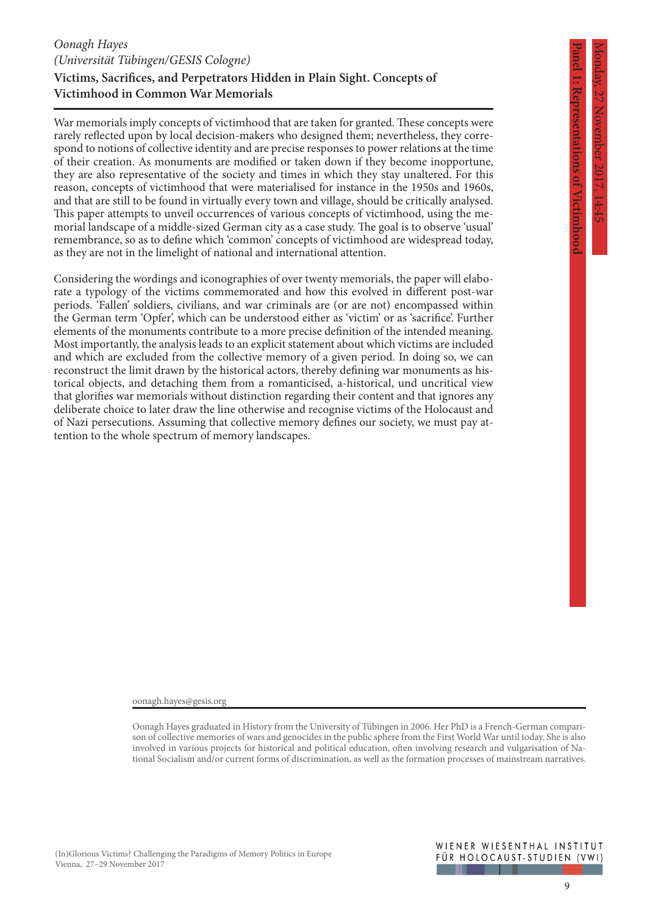*Oonagh Hayes*
*(Universität Tübingen/GESIS Cologne)*

**Victims, Sacrifices, and Perpetrators Hidden in Plain Sight. Concepts of Victimhood in Common War Memorials**

War memorials imply concepts of victimhood that are taken for granted. These concepts were rarely reflected upon by local decision-makers who designed them; nevertheless, they correspond to notions of collective identity and are precise responses to power relations at the time of their creation. As monuments are modified or taken down if they become inopportune, they are also representative of the society and times in which they stay unaltered. For this reason, concepts of victimhood that were materialised for instance in the 1950s and 1960s, and that are still to be found in virtually every town and village, should be critically analysed. This paper attempts to unveil occurrences of various concepts of victimhood, using the memorial landscape of a middle-sized German city as a case study. The goal is to observe 'usual' remembrance, so as to define which 'common' concepts of victimhood are widespread today, as they are not in the limelight of national and international attention.

Considering the wordings and iconographies of over twenty memorials, the paper will elaborate a typology of the victims commemorated and how this evolved in different post-war periods. 'Fallen' soldiers, civilians, and war criminals are (or are not) encompassed within the German term 'Opfer', which can be understood either as 'victim' or as 'sacrifice'. Further elements of the monuments contribute to a more precise definition of the intended meaning. Most importantly, the analysis leads to an explicit statement about which victims are included and which are excluded from the collective memory of a given period. In doing so, we can reconstruct the limit drawn by the historical actors, thereby defining war monuments as historical objects, and detaching them from a romanticised, a-historical, und uncritical view that glorifies war memorials without distinction regarding their content and that ignores any deliberate choice to later draw the line otherwise and recognise victims of the Holocaust and of Nazi persecutions. Assuming that collective memory defines our society, we must pay attention to the whole spectrum of memory landscapes.

oonagh.hayes@gesis.org

Oonagh Hayes graduated in History from the University of Tübingen in 2006. Her PhD is a French-German comparison of collective memories of wars and genocides in the public sphere from the First World War until today. She is also involved in various projects for historical and political education, often involving research and vulgarisation of National Socialism and/or current forms of discrimination, as well as the formation processes of mainstream narratives.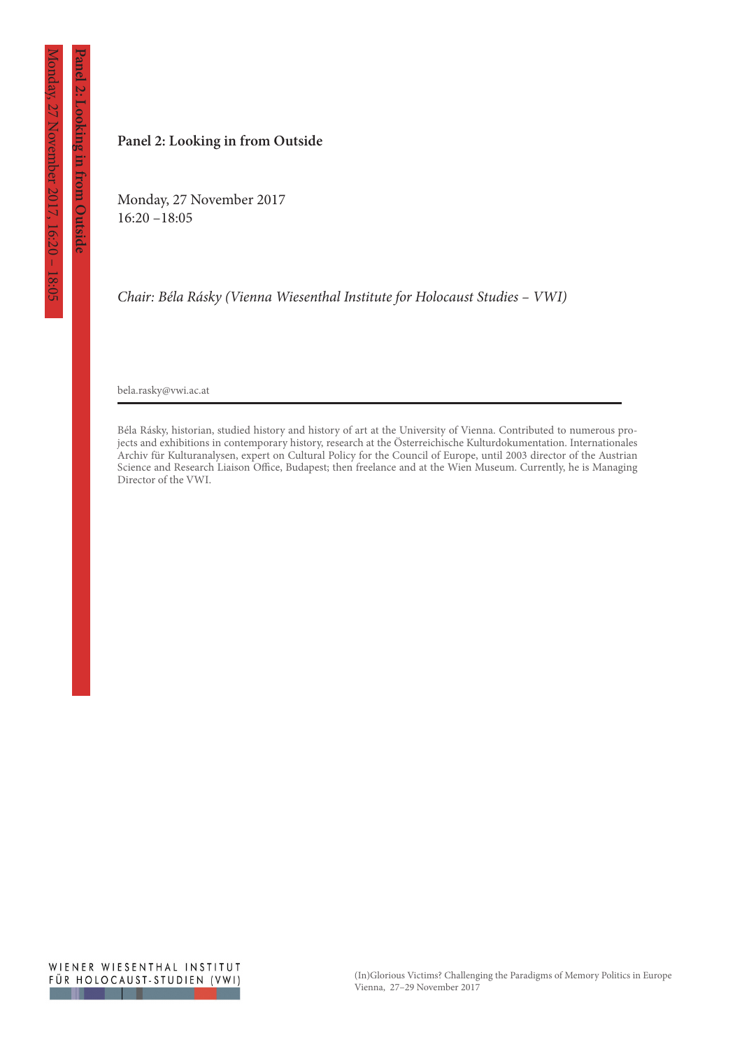**Panel 2: Looking in from Outside**

Monday, 27 November 2017
16:20 –18:05

*Chair: Béla Rásky (Vienna Wiesenthal Institute for Holocaust Studies – VWI)*

bela.rasky@vwi.ac.at

---

Béla Rásky, historian, studied history and history of art at the University of Vienna. Contributed to numerous projects and exhibitions in contemporary history, research at the Österreichische Kulturdokumentation. Internationales Archiv für Kulturanalysen, expert on Cultural Policy for the Council of Europe, until 2003 director of the Austrian Science and Research Liaison Office, Budapest; then freelance and at the Wien Museum. Currently, he is Managing Director of the VWI.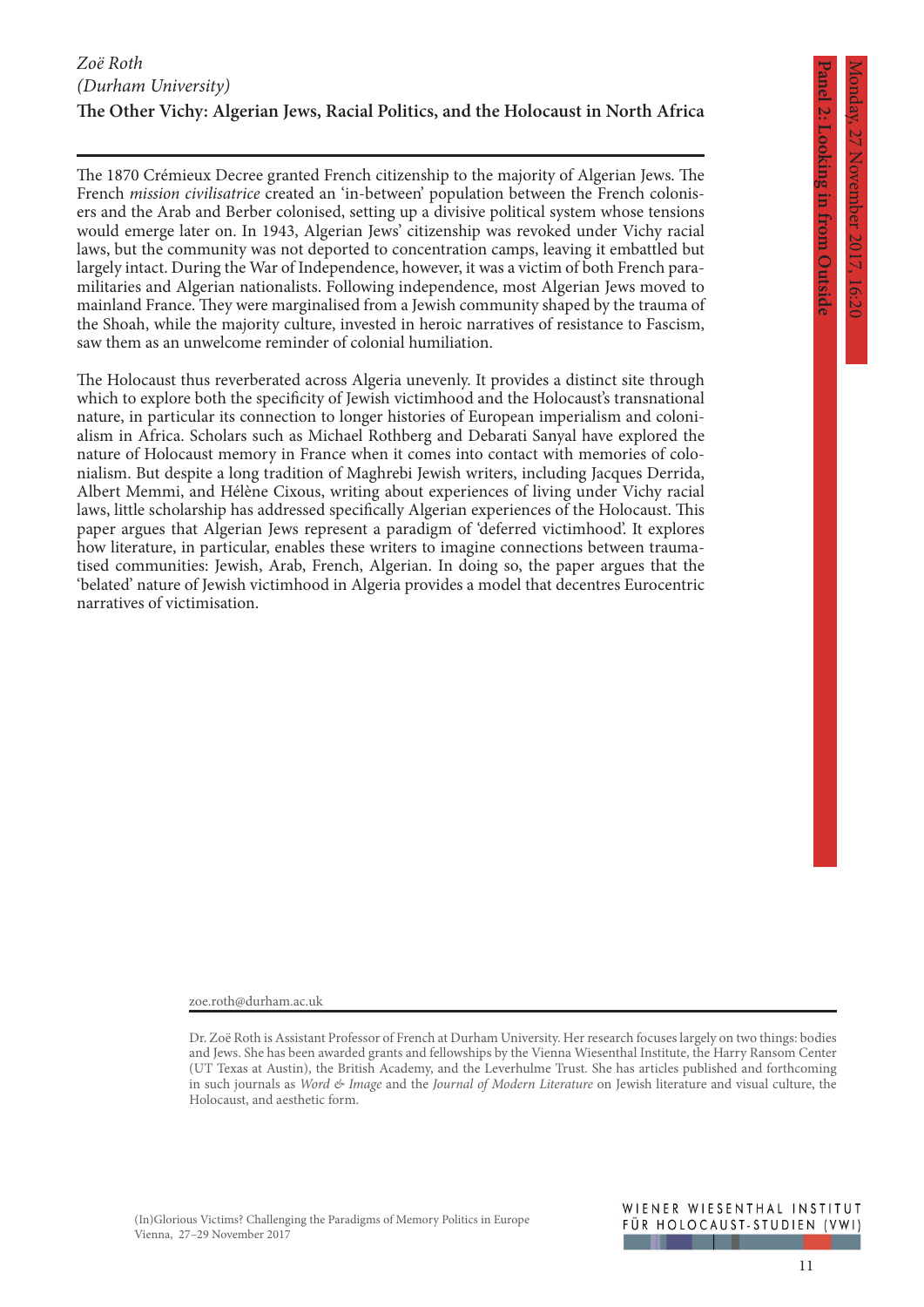*Zoë Roth*
*(Durham University)*

**The Other Vichy: Algerian Jews, Racial Politics, and the Holocaust in North Africa**

The 1870 Crémieux Decree granted French citizenship to the majority of Algerian Jews. The French *mission civilisatrice* created an 'in-between' population between the French colonisers and the Arab and Berber colonised, setting up a divisive political system whose tensions would emerge later on. In 1943, Algerian Jews' citizenship was revoked under Vichy racial laws, but the community was not deported to concentration camps, leaving it embattled but largely intact. During the War of Independence, however, it was a victim of both French paramilitaries and Algerian nationalists. Following independence, most Algerian Jews moved to mainland France. They were marginalised from a Jewish community shaped by the trauma of the Shoah, while the majority culture, invested in heroic narratives of resistance to Fascism, saw them as an unwelcome reminder of colonial humiliation.

The Holocaust thus reverberated across Algeria unevenly. It provides a distinct site through which to explore both the specificity of Jewish victimhood and the Holocaust's transnational nature, in particular its connection to longer histories of European imperialism and colonialism in Africa. Scholars such as Michael Rothberg and Debarati Sanyal have explored the nature of Holocaust memory in France when it comes into contact with memories of colonialism. But despite a long tradition of Maghrebi Jewish writers, including Jacques Derrida, Albert Memmi, and Hélène Cixous, writing about experiences of living under Vichy racial laws, little scholarship has addressed specifically Algerian experiences of the Holocaust. This paper argues that Algerian Jews represent a paradigm of 'deferred victimhood'. It explores how literature, in particular, enables these writers to imagine connections between traumatised communities: Jewish, Arab, French, Algerian. In doing so, the paper argues that the 'belated' nature of Jewish victimhood in Algeria provides a model that decentres Eurocentric narratives of victimisation.

zoe.roth@durham.ac.uk

Dr. Zoë Roth is Assistant Professor of French at Durham University. Her research focuses largely on two things: bodies and Jews. She has been awarded grants and fellowships by the Vienna Wiesenthal Institute, the Harry Ransom Center (UT Texas at Austin), the British Academy, and the Leverhulme Trust. She has articles published and forthcoming in such journals as *Word & Image* and the *Journal of Modern Literature* on Jewish literature and visual culture, the Holocaust, and aesthetic form.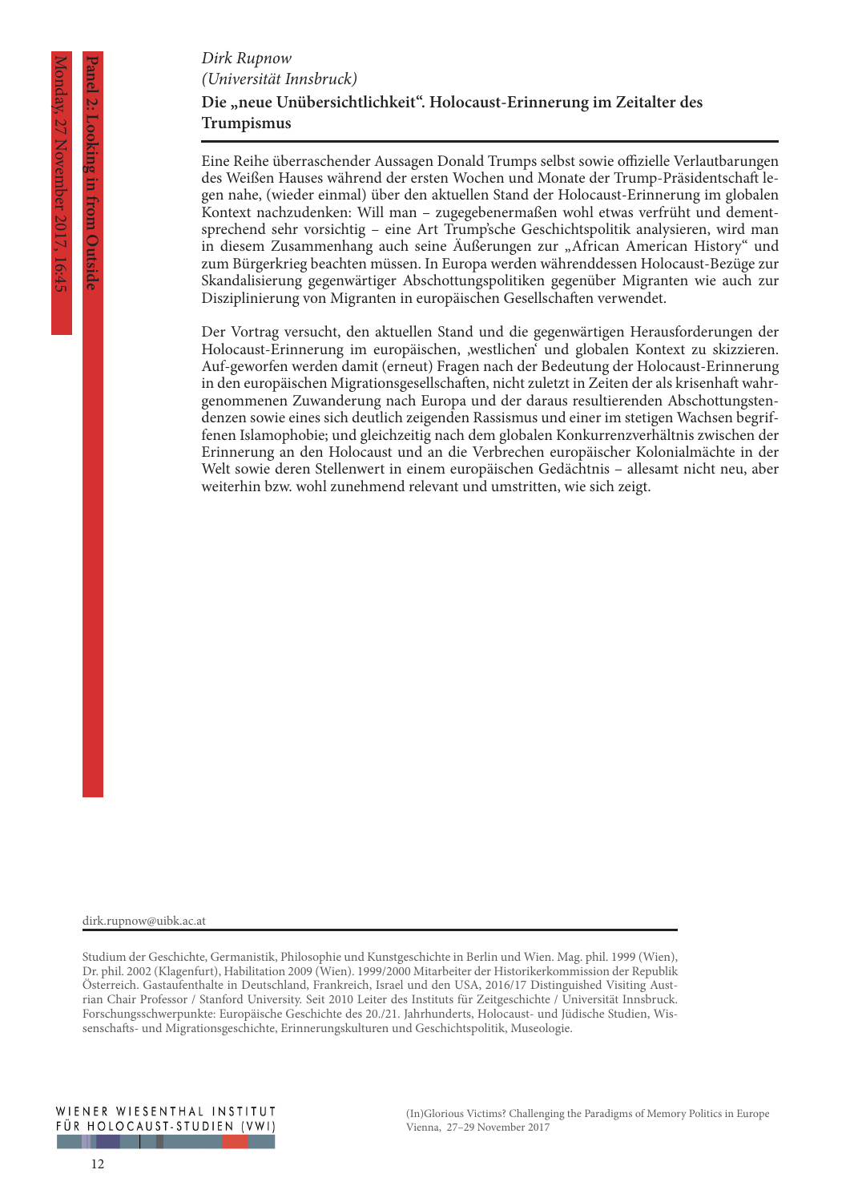*Dirk Rupnow*
*(Universität Innsbruck)*

**Die „neue Unübersichtlichkeit". Holocaust-Erinnerung im Zeitalter des Trumpismus**

Eine Reihe überraschender Aussagen Donald Trumps selbst sowie offizielle Verlautbarungen des Weißen Hauses während der ersten Wochen und Monate der Trump-Präsidentschaft legen nahe, (wieder einmal) über den aktuellen Stand der Holocaust-Erinnerung im globalen Kontext nachzudenken: Will man – zugegebenermaßen wohl etwas verfrüht und dementsprechend sehr vorsichtig – eine Art Trump'sche Geschichtspolitik analysieren, wird man in diesem Zusammenhang auch seine Äußerungen zur „African American History" und zum Bürgerkrieg beachten müssen. In Europa werden währenddessen Holocaust-Bezüge zur Skandalisierung gegenwärtiger Abschottungspolitiken gegenüber Migranten wie auch zur Disziplinierung von Migranten in europäischen Gesellschaften verwendet.

Der Vortrag versucht, den aktuellen Stand und die gegenwärtigen Herausforderungen der Holocaust-Erinnerung im europäischen, ‚westlichen' und globalen Kontext zu skizzieren. Auf-geworfen werden damit (erneut) Fragen nach der Bedeutung der Holocaust-Erinnerung in den europäischen Migrationsgesellschaften, nicht zuletzt in Zeiten der als krisenhaft wahrgenommenen Zuwanderung nach Europa und der daraus resultierenden Abschottungstendenzen sowie eines sich deutlich zeigenden Rassismus und einer im stetigen Wachsen begriffenen Islamophobie; und gleichzeitig nach dem globalen Konkurrenzverhältnis zwischen der Erinnerung an den Holocaust und an die Verbrechen europäischer Kolonialmächte in der Welt sowie deren Stellenwert in einem europäischen Gedächtnis – allesamt nicht neu, aber weiterhin bzw. wohl zunehmend relevant und umstritten, wie sich zeigt.

dirk.rupnow@uibk.ac.at

Studium der Geschichte, Germanistik, Philosophie und Kunstgeschichte in Berlin und Wien. Mag. phil. 1999 (Wien), Dr. phil. 2002 (Klagenfurt), Habilitation 2009 (Wien). 1999/2000 Mitarbeiter der Historikerkommission der Republik Österreich. Gastaufenthalte in Deutschland, Frankreich, Israel und den USA, 2016/17 Distinguished Visiting Austrian Chair Professor / Stanford University. Seit 2010 Leiter des Instituts für Zeitgeschichte / Universität Innsbruck. Forschungsschwerpunkte: Europäische Geschichte des 20./21. Jahrhunderts, Holocaust- und Jüdische Studien, Wissenschafts- und Migrationsgeschichte, Erinnerungskulturen und Geschichtspolitik, Museologie.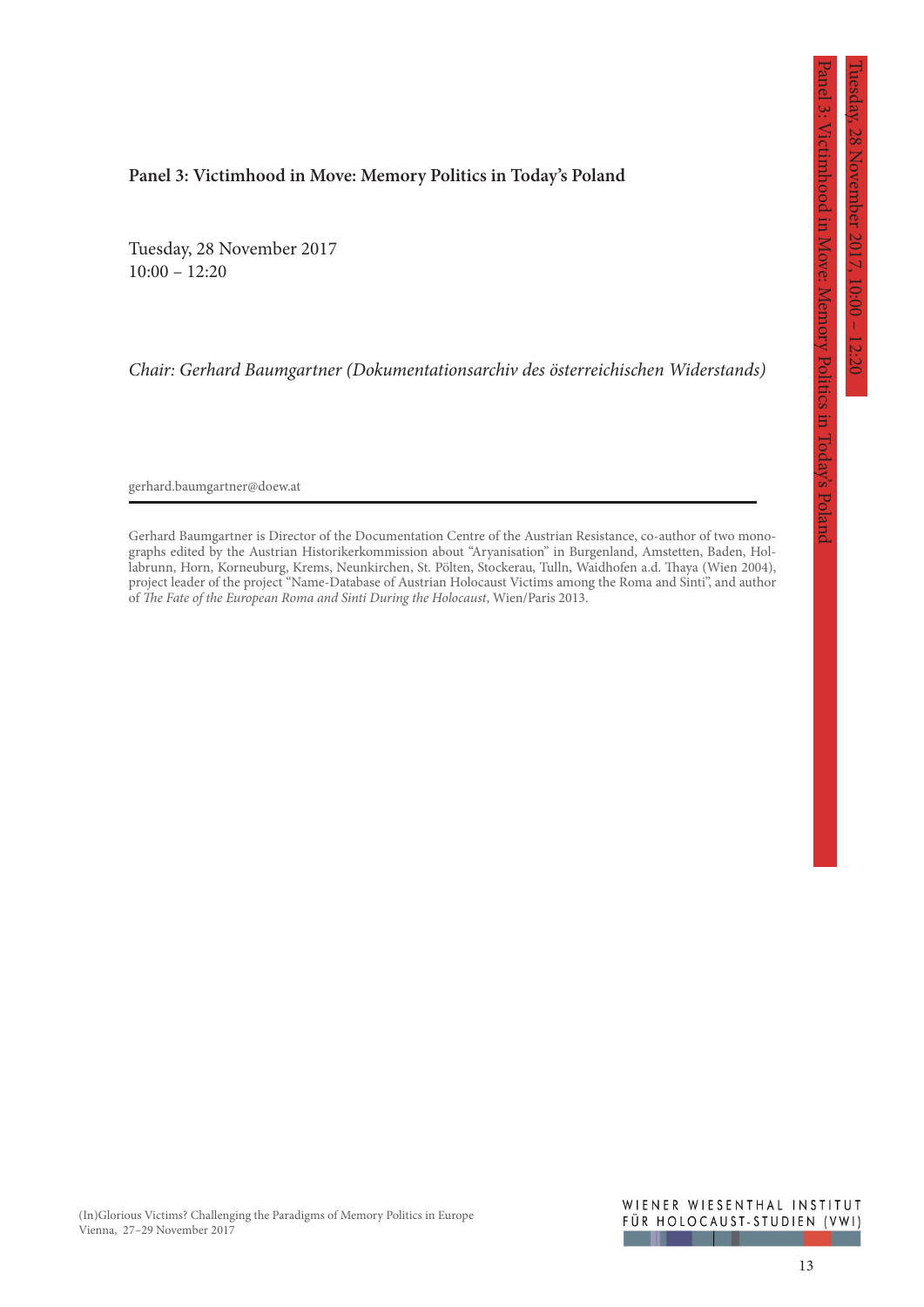## Panel 3: Victimhood in Move: Memory Politics in Today's Poland

Tuesday, 28 November 2017
10:00 – 12:20

*Chair: Gerhard Baumgartner (Dokumentationsarchiv des österreichischen Widerstands)*

gerhard.baumgartner@doew.at

---

Gerhard Baumgartner is Director of the Documentation Centre of the Austrian Resistance, co-author of two monographs edited by the Austrian Historikerkommission about "Aryanisation" in Burgenland, Amstetten, Baden, Hollabrunn, Horn, Korneuburg, Krems, Neunkirchen, St. Pölten, Stockerau, Tulln, Waidhofen a.d. Thaya (Wien 2004), project leader of the project "Name-Database of Austrian Holocaust Victims among the Roma and Sinti", and author of *The Fate of the European Roma and Sinti During the Holocaust*, Wien/Paris 2013.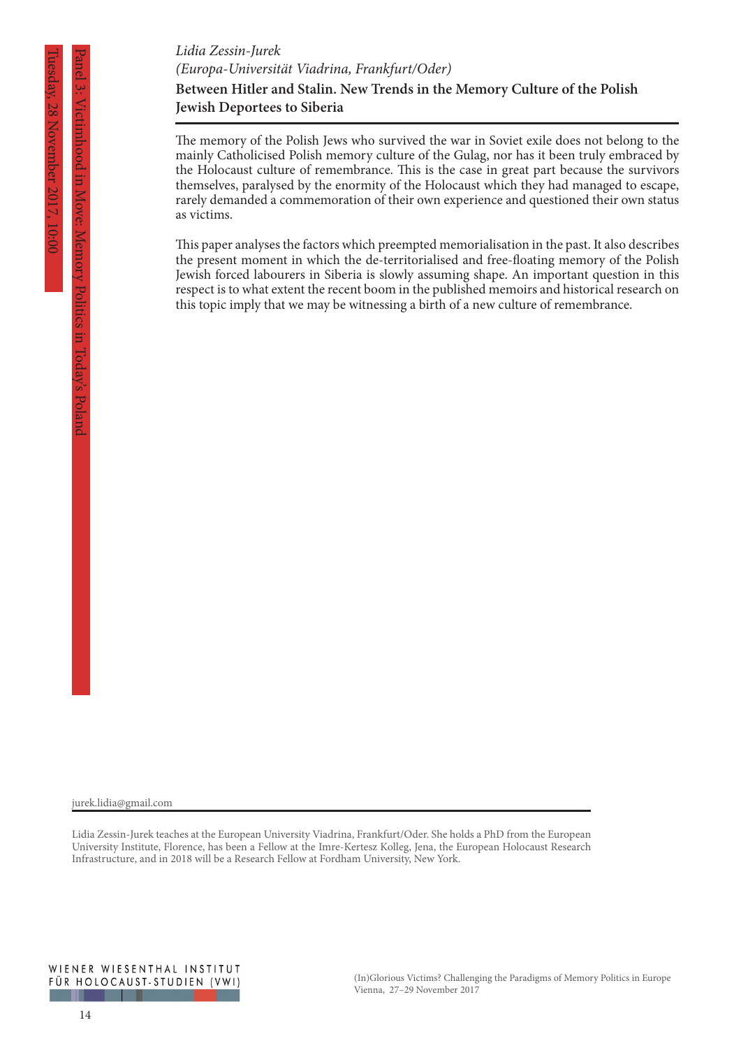*Lidia Zessin-Jurek*
*(Europa-Universität Viadrina, Frankfurt/Oder)*

**Between Hitler and Stalin. New Trends in the Memory Culture of the Polish Jewish Deportees to Siberia**

The memory of the Polish Jews who survived the war in Soviet exile does not belong to the mainly Catholicised Polish memory culture of the Gulag, nor has it been truly embraced by the Holocaust culture of remembrance. This is the case in great part because the survivors themselves, paralysed by the enormity of the Holocaust which they had managed to escape, rarely demanded a commemoration of their own experience and questioned their own status as victims.

This paper analyses the factors which preempted memorialisation in the past. It also describes the present moment in which the de-territorialised and free-floating memory of the Polish Jewish forced labourers in Siberia is slowly assuming shape. An important question in this respect is to what extent the recent boom in the published memoirs and historical research on this topic imply that we may be witnessing a birth of a new culture of remembrance.

jurek.lidia@gmail.com

Lidia Zessin-Jurek teaches at the European University Viadrina, Frankfurt/Oder. She holds a PhD from the European University Institute, Florence, has been a Fellow at the Imre-Kertesz Kolleg, Jena, the European Holocaust Research Infrastructure, and in 2018 will be a Research Fellow at Fordham University, New York.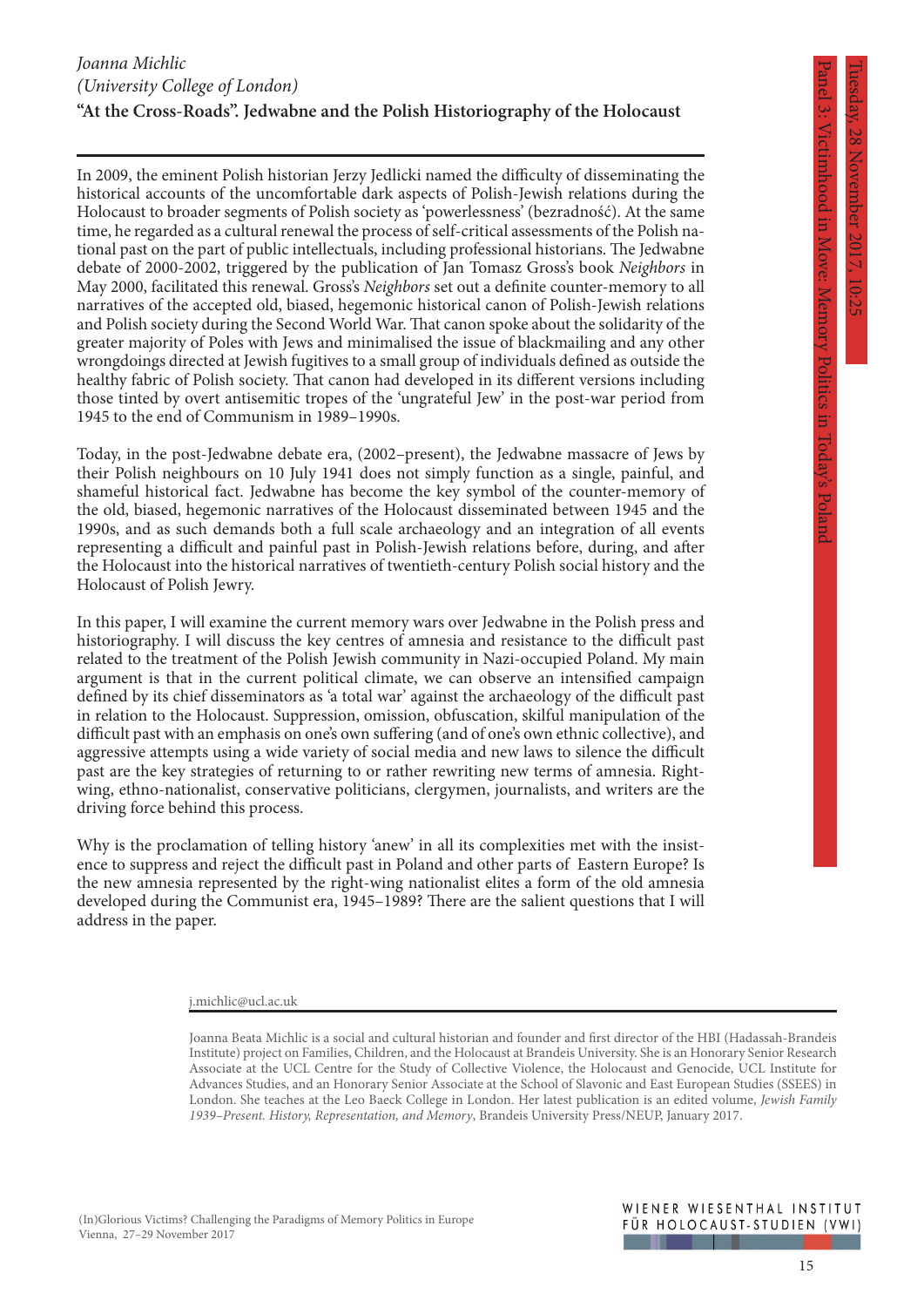*Joanna Michlic*
*(University College of London)*

**"At the Cross-Roads". Jedwabne and the Polish Historiography of the Holocaust**

In 2009, the eminent Polish historian Jerzy Jedlicki named the difficulty of disseminating the historical accounts of the uncomfortable dark aspects of Polish-Jewish relations during the Holocaust to broader segments of Polish society as 'powerlessness' (bezradność). At the same time, he regarded as a cultural renewal the process of self-critical assessments of the Polish national past on the part of public intellectuals, including professional historians. The Jedwabne debate of 2000-2002, triggered by the publication of Jan Tomasz Gross's book *Neighbors* in May 2000, facilitated this renewal. Gross's *Neighbors* set out a definite counter-memory to all narratives of the accepted old, biased, hegemonic historical canon of Polish-Jewish relations and Polish society during the Second World War. That canon spoke about the solidarity of the greater majority of Poles with Jews and minimalised the issue of blackmailing and any other wrongdoings directed at Jewish fugitives to a small group of individuals defined as outside the healthy fabric of Polish society. That canon had developed in its different versions including those tinted by overt antisemitic tropes of the 'ungrateful Jew' in the post-war period from 1945 to the end of Communism in 1989–1990s.

Today, in the post-Jedwabne debate era, (2002–present), the Jedwabne massacre of Jews by their Polish neighbours on 10 July 1941 does not simply function as a single, painful, and shameful historical fact. Jedwabne has become the key symbol of the counter-memory of the old, biased, hegemonic narratives of the Holocaust disseminated between 1945 and the 1990s, and as such demands both a full scale archaeology and an integration of all events representing a difficult and painful past in Polish-Jewish relations before, during, and after the Holocaust into the historical narratives of twentieth-century Polish social history and the Holocaust of Polish Jewry.

In this paper, I will examine the current memory wars over Jedwabne in the Polish press and historiography. I will discuss the key centres of amnesia and resistance to the difficult past related to the treatment of the Polish Jewish community in Nazi-occupied Poland. My main argument is that in the current political climate, we can observe an intensified campaign defined by its chief disseminators as 'a total war' against the archaeology of the difficult past in relation to the Holocaust. Suppression, omission, obfuscation, skilful manipulation of the difficult past with an emphasis on one's own suffering (and of one's own ethnic collective), and aggressive attempts using a wide variety of social media and new laws to silence the difficult past are the key strategies of returning to or rather rewriting new terms of amnesia. Right-wing, ethno-nationalist, conservative politicians, clergymen, journalists, and writers are the driving force behind this process.

Why is the proclamation of telling history 'anew' in all its complexities met with the insistence to suppress and reject the difficult past in Poland and other parts of Eastern Europe? Is the new amnesia represented by the right-wing nationalist elites a form of the old amnesia developed during the Communist era, 1945–1989? There are the salient questions that I will address in the paper.

j.michlic@ucl.ac.uk

Joanna Beata Michlic is a social and cultural historian and founder and first director of the HBI (Hadassah-Brandeis Institute) project on Families, Children, and the Holocaust at Brandeis University. She is an Honorary Senior Research Associate at the UCL Centre for the Study of Collective Violence, the Holocaust and Genocide, UCL Institute for Advances Studies, and an Honorary Senior Associate at the School of Slavonic and East European Studies (SSEES) in London. She teaches at the Leo Baeck College in London. Her latest publication is an edited volume, *Jewish Family 1939–Present. History, Representation, and Memory*, Brandeis University Press/NEUP, January 2017.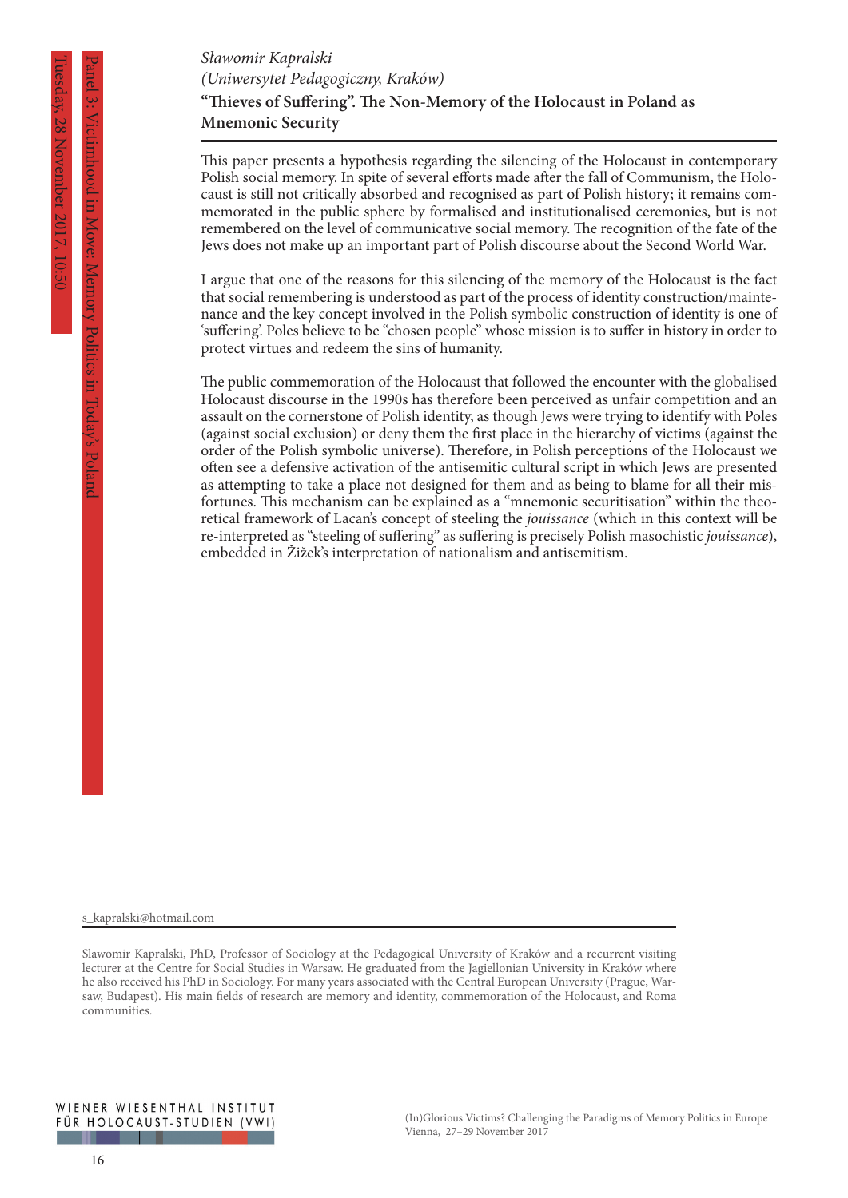*Sławomir Kapralski*
*(Uniwersytet Pedagogiczny, Kraków)*

**"Thieves of Suffering". The Non-Memory of the Holocaust in Poland as Mnemonic Security**

This paper presents a hypothesis regarding the silencing of the Holocaust in contemporary Polish social memory. In spite of several efforts made after the fall of Communism, the Holocaust is still not critically absorbed and recognised as part of Polish history; it remains commemorated in the public sphere by formalised and institutionalised ceremonies, but is not remembered on the level of communicative social memory. The recognition of the fate of the Jews does not make up an important part of Polish discourse about the Second World War.

I argue that one of the reasons for this silencing of the memory of the Holocaust is the fact that social remembering is understood as part of the process of identity construction/maintenance and the key concept involved in the Polish symbolic construction of identity is one of 'suffering'. Poles believe to be "chosen people" whose mission is to suffer in history in order to protect virtues and redeem the sins of humanity.

The public commemoration of the Holocaust that followed the encounter with the globalised Holocaust discourse in the 1990s has therefore been perceived as unfair competition and an assault on the cornerstone of Polish identity, as though Jews were trying to identify with Poles (against social exclusion) or deny them the first place in the hierarchy of victims (against the order of the Polish symbolic universe). Therefore, in Polish perceptions of the Holocaust we often see a defensive activation of the antisemitic cultural script in which Jews are presented as attempting to take a place not designed for them and as being to blame for all their misfortunes. This mechanism can be explained as a "mnemonic securitisation" within the theoretical framework of Lacan's concept of steeling the *jouissance* (which in this context will be re-interpreted as "steeling of suffering" as suffering is precisely Polish masochistic *jouissance*), embedded in Žižek's interpretation of nationalism and antisemitism.

s_kapralski@hotmail.com

Slawomir Kapralski, PhD, Professor of Sociology at the Pedagogical University of Kraków and a recurrent visiting lecturer at the Centre for Social Studies in Warsaw. He graduated from the Jagiellonian University in Kraków where he also received his PhD in Sociology. For many years associated with the Central European University (Prague, Warsaw, Budapest). His main fields of research are memory and identity, commemoration of the Holocaust, and Roma communities.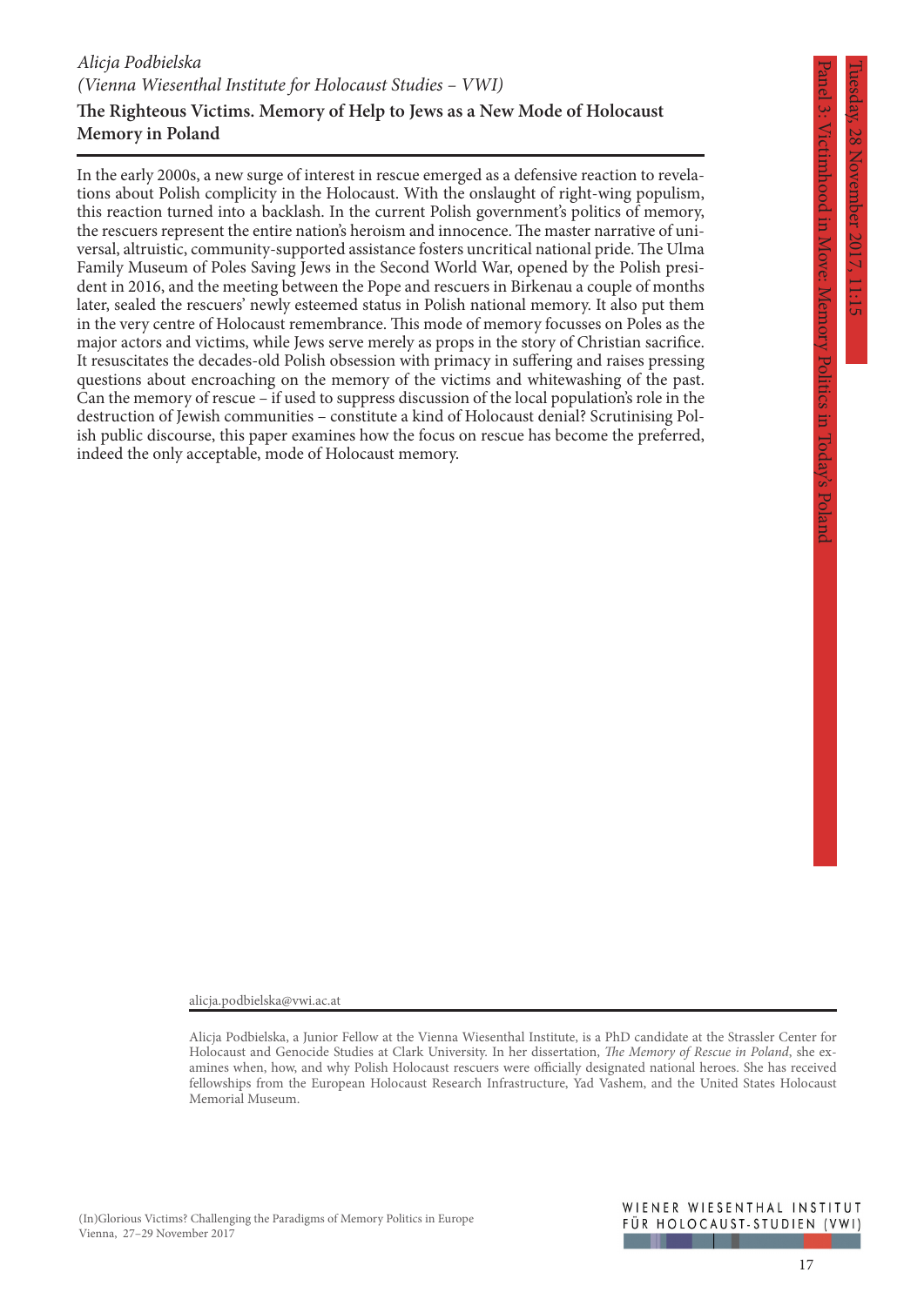*Alicja Podbielska*
*(Vienna Wiesenthal Institute for Holocaust Studies – VWI)*

**The Righteous Victims. Memory of Help to Jews as a New Mode of Holocaust Memory in Poland**

In the early 2000s, a new surge of interest in rescue emerged as a defensive reaction to revelations about Polish complicity in the Holocaust. With the onslaught of right-wing populism, this reaction turned into a backlash. In the current Polish government's politics of memory, the rescuers represent the entire nation's heroism and innocence. The master narrative of universal, altruistic, community-supported assistance fosters uncritical national pride. The Ulma Family Museum of Poles Saving Jews in the Second World War, opened by the Polish president in 2016, and the meeting between the Pope and rescuers in Birkenau a couple of months later, sealed the rescuers' newly esteemed status in Polish national memory. It also put them in the very centre of Holocaust remembrance. This mode of memory focusses on Poles as the major actors and victims, while Jews serve merely as props in the story of Christian sacrifice. It resuscitates the decades-old Polish obsession with primacy in suffering and raises pressing questions about encroaching on the memory of the victims and whitewashing of the past. Can the memory of rescue – if used to suppress discussion of the local population's role in the destruction of Jewish communities – constitute a kind of Holocaust denial? Scrutinising Polish public discourse, this paper examines how the focus on rescue has become the preferred, indeed the only acceptable, mode of Holocaust memory.

alicja.podbielska@vwi.ac.at

Alicja Podbielska, a Junior Fellow at the Vienna Wiesenthal Institute, is a PhD candidate at the Strassler Center for Holocaust and Genocide Studies at Clark University. In her dissertation, *The Memory of Rescue in Poland*, she examines when, how, and why Polish Holocaust rescuers were officially designated national heroes. She has received fellowships from the European Holocaust Research Infrastructure, Yad Vashem, and the United States Holocaust Memorial Museum.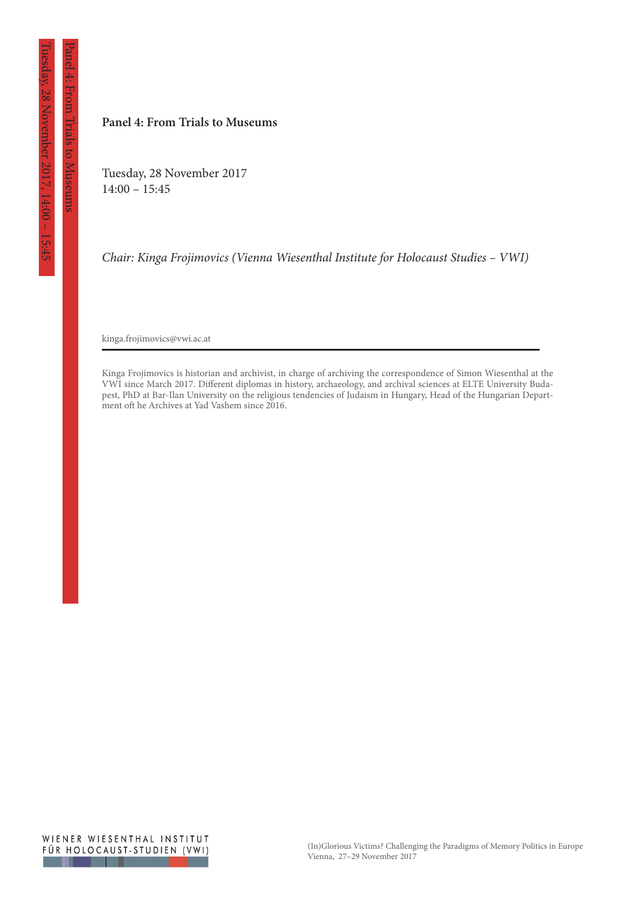**Panel 4: From Trials to Museums**

Tuesday, 28 November 2017
14:00 – 15:45

*Chair: Kinga Frojimovics (Vienna Wiesenthal Institute for Holocaust Studies – VWI)*

kinga.frojimovics@vwi.ac.at

---

Kinga Frojimovics is historian and archivist, in charge of archiving the correspondence of Simon Wiesenthal at the VWI since March 2017. Different diplomas in history, archaeology, and archival sciences at ELTE University Budapest, PhD at Bar-Ilan University on the religious tendencies of Judaism in Hungary, Head of the Hungarian Department oft he Archives at Yad Vashem since 2016.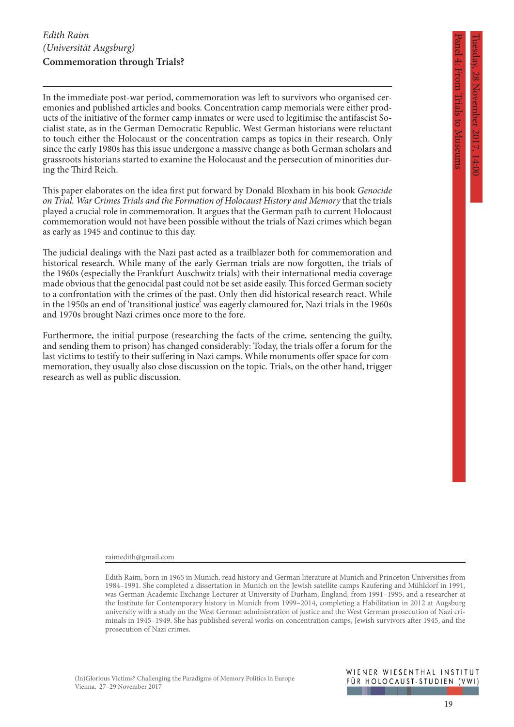*Edith Raim*
*(Universität Augsburg)*

**Commemoration through Trials?**

In the immediate post-war period, commemoration was left to survivors who organised ceremonies and published articles and books. Concentration camp memorials were either products of the initiative of the former camp inmates or were used to legitimise the antifascist Socialist state, as in the German Democratic Republic. West German historians were reluctant to touch either the Holocaust or the concentration camps as topics in their research. Only since the early 1980s has this issue undergone a massive change as both German scholars and grassroots historians started to examine the Holocaust and the persecution of minorities during the Third Reich.

This paper elaborates on the idea first put forward by Donald Bloxham in his book *Genocide on Trial. War Crimes Trials and the Formation of Holocaust History and Memory* that the trials played a crucial role in commemoration. It argues that the German path to current Holocaust commemoration would not have been possible without the trials of Nazi crimes which began as early as 1945 and continue to this day.

The judicial dealings with the Nazi past acted as a trailblazer both for commemoration and historical research. While many of the early German trials are now forgotten, the trials of the 1960s (especially the Frankfurt Auschwitz trials) with their international media coverage made obvious that the genocidal past could not be set aside easily. This forced German society to a confrontation with the crimes of the past. Only then did historical research react. While in the 1950s an end of 'transitional justice' was eagerly clamoured for, Nazi trials in the 1960s and 1970s brought Nazi crimes once more to the fore.

Furthermore, the initial purpose (researching the facts of the crime, sentencing the guilty, and sending them to prison) has changed considerably: Today, the trials offer a forum for the last victims to testify to their suffering in Nazi camps. While monuments offer space for commemoration, they usually also close discussion on the topic. Trials, on the other hand, trigger research as well as public discussion.

raimedith@gmail.com

Edith Raim, born in 1965 in Munich, read history and German literature at Munich and Princeton Universities from 1984–1991. She completed a dissertation in Munich on the Jewish satellite camps Kaufering and Mühldorf in 1991, was German Academic Exchange Lecturer at University of Durham, England, from 1991–1995, and a researcher at the Institute for Contemporary history in Munich from 1999–2014, completing a Habilitation in 2012 at Augsburg university with a study on the West German administration of justice and the West German prosecution of Nazi criminals in 1945–1949. She has published several works on concentration camps, Jewish survivors after 1945, and the prosecution of Nazi crimes.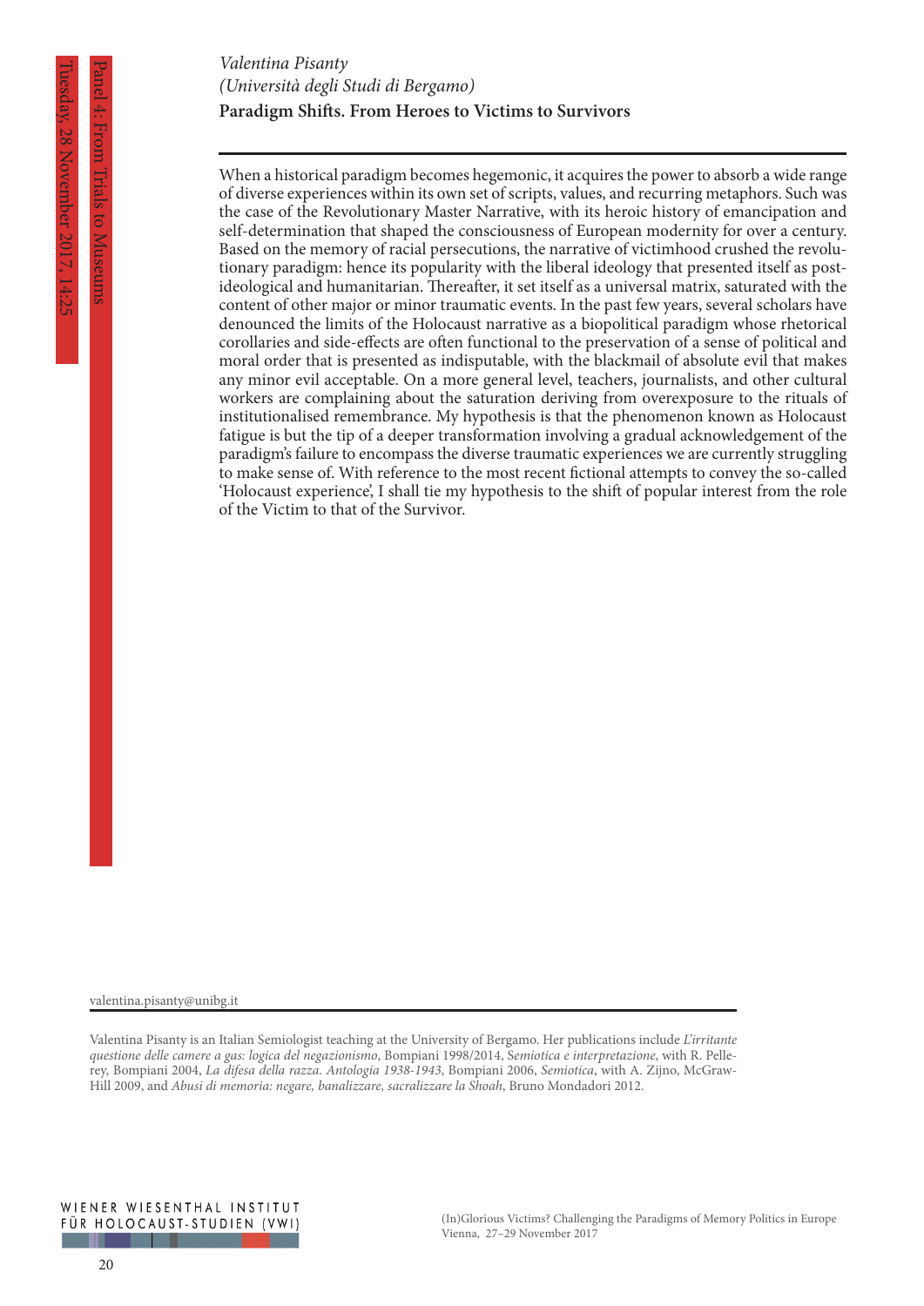*Valentina Pisanty*
*(Università degli Studi di Bergamo)*
**Paradigm Shifts. From Heroes to Victims to Survivors**

When a historical paradigm becomes hegemonic, it acquires the power to absorb a wide range of diverse experiences within its own set of scripts, values, and recurring metaphors. Such was the case of the Revolutionary Master Narrative, with its heroic history of emancipation and self-determination that shaped the consciousness of European modernity for over a century. Based on the memory of racial persecutions, the narrative of victimhood crushed the revolutionary paradigm: hence its popularity with the liberal ideology that presented itself as post-ideological and humanitarian. Thereafter, it set itself as a universal matrix, saturated with the content of other major or minor traumatic events. In the past few years, several scholars have denounced the limits of the Holocaust narrative as a biopolitical paradigm whose rhetorical corollaries and side-effects are often functional to the preservation of a sense of political and moral order that is presented as indisputable, with the blackmail of absolute evil that makes any minor evil acceptable. On a more general level, teachers, journalists, and other cultural workers are complaining about the saturation deriving from overexposure to the rituals of institutionalised remembrance. My hypothesis is that the phenomenon known as Holocaust fatigue is but the tip of a deeper transformation involving a gradual acknowledgement of the paradigm's failure to encompass the diverse traumatic experiences we are currently struggling to make sense of. With reference to the most recent fictional attempts to convey the so-called 'Holocaust experience', I shall tie my hypothesis to the shift of popular interest from the role of the Victim to that of the Survivor.

valentina.pisanty@unibg.it

Valentina Pisanty is an Italian Semiologist teaching at the University of Bergamo. Her publications include *L'irritante questione delle camere a gas: logica del negazionismo*, Bompiani 1998/2014, *Semiotica e interpretazione*, with R. Pellerey, Bompiani 2004, *La difesa della razza. Antologia 1938-1943*, Bompiani 2006, *Semiotica*, with A. Zijno, McGraw-Hill 2009, and *Abusi di memoria: negare, banalizzare, sacralizzare la Shoah*, Bruno Mondadori 2012.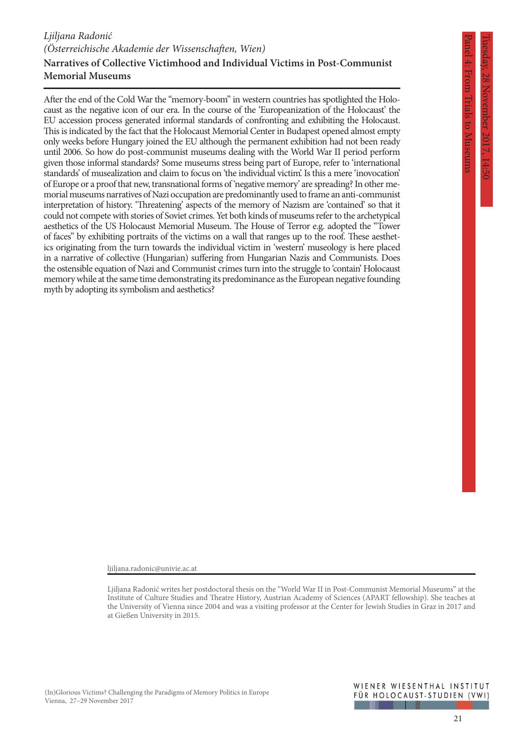*Ljiljana Radonić*
*(Österreichische Akademie der Wissenschaften, Wien)*

## Narratives of Collective Victimhood and Individual Victims in Post-Communist Memorial Museums

After the end of the Cold War the "memory-boom" in western countries has spotlighted the Holocaust as the negative icon of our era. In the course of the 'Europeanization of the Holocaust' the EU accession process generated informal standards of confronting and exhibiting the Holocaust. This is indicated by the fact that the Holocaust Memorial Center in Budapest opened almost empty only weeks before Hungary joined the EU although the permanent exhibition had not been ready until 2006. So how do post-communist museums dealing with the World War II period perform given those informal standards? Some museums stress being part of Europe, refer to 'international standards' of musealization and claim to focus on 'the individual victim'. Is this a mere 'inovocation' of Europe or a proof that new, transnational forms of 'negative memory' are spreading? In other memorial museums narratives of Nazi occupation are predominantly used to frame an anti-communist interpretation of history. 'Threatening' aspects of the memory of Nazism are 'contained' so that it could not compete with stories of Soviet crimes. Yet both kinds of museums refer to the archetypical aesthetics of the US Holocaust Memorial Museum. The House of Terror e.g. adopted the "Tower of faces" by exhibiting portraits of the victims on a wall that ranges up to the roof. These aesthetics originating from the turn towards the individual victim in 'western' museology is here placed in a narrative of collective (Hungarian) suffering from Hungarian Nazis and Communists. Does the ostensible equation of Nazi and Communist crimes turn into the struggle to 'contain' Holocaust memory while at the same time demonstrating its predominance as the European negative founding myth by adopting its symbolism and aesthetics?

ljiljana.radonic@univie.ac.at

Ljiljana Radonić writes her postdoctoral thesis on the "World War II in Post-Communist Memorial Museums" at the Institute of Culture Studies and Theatre History, Austrian Academy of Sciences (APART fellowship). She teaches at the University of Vienna since 2004 and was a visiting professor at the Center for Jewish Studies in Graz in 2017 and at Gießen University in 2015.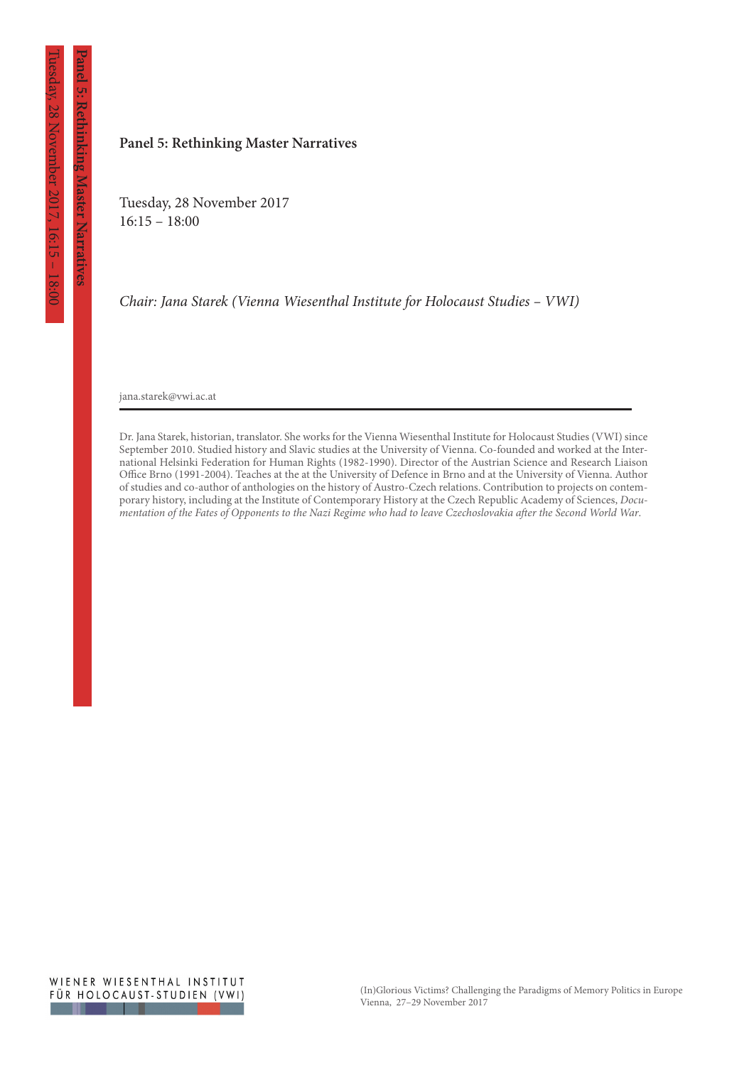## Panel 5: Rethinking Master Narratives

Tuesday, 28 November 2017
16:15 – 18:00

*Chair: Jana Starek (Vienna Wiesenthal Institute for Holocaust Studies – VWI)*

jana.starek@vwi.ac.at

---

Dr. Jana Starek, historian, translator. She works for the Vienna Wiesenthal Institute for Holocaust Studies (VWI) since September 2010. Studied history and Slavic studies at the University of Vienna. Co-founded and worked at the International Helsinki Federation for Human Rights (1982-1990). Director of the Austrian Science and Research Liaison Office Brno (1991-2004). Teaches at the at the University of Defence in Brno and at the University of Vienna. Author of studies and co-author of anthologies on the history of Austro-Czech relations. Contribution to projects on contemporary history, including at the Institute of Contemporary History at the Czech Republic Academy of Sciences, *Documentation of the Fates of Opponents to the Nazi Regime who had to leave Czechoslovakia after the Second World War*.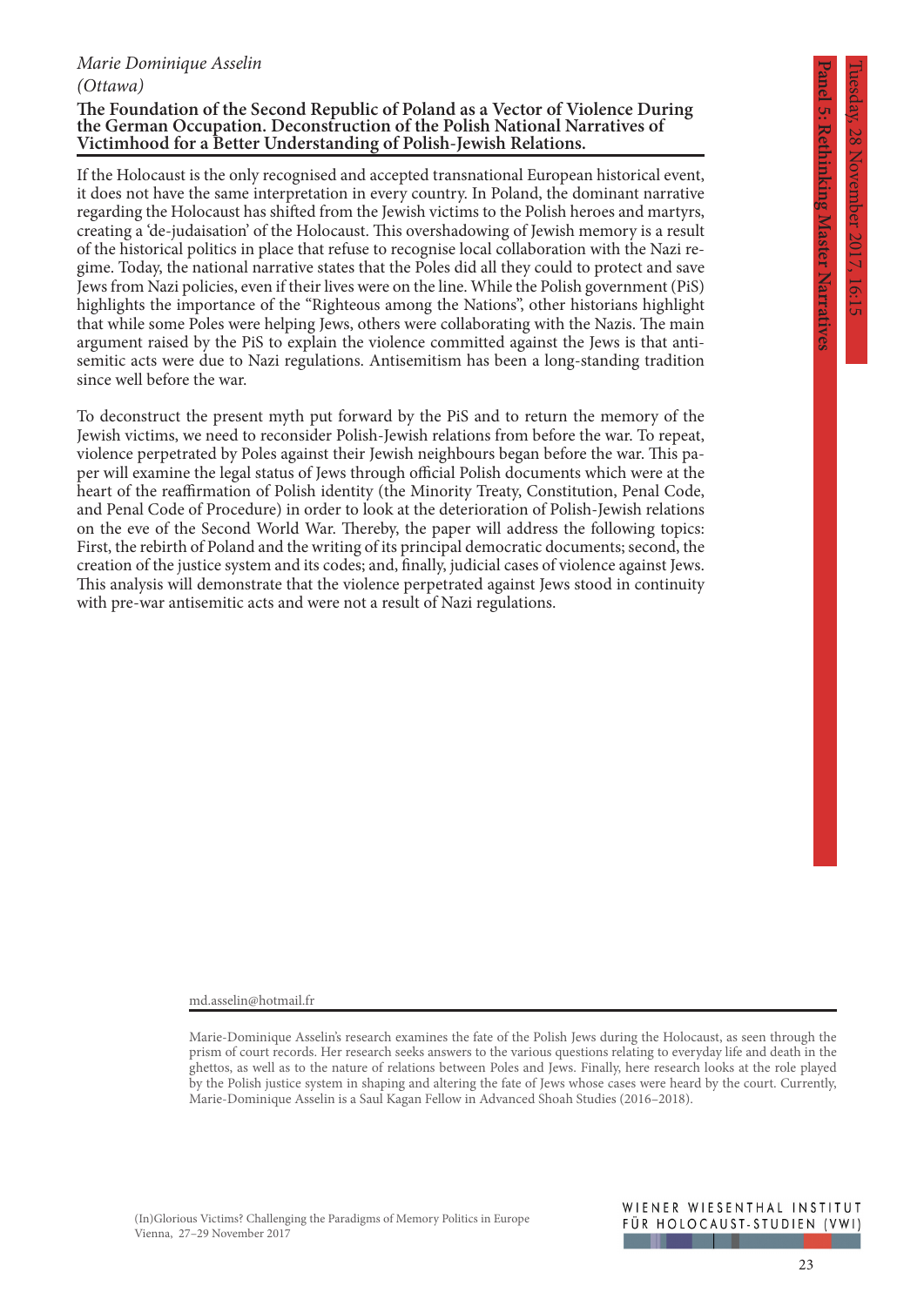*Marie Dominique Asselin*
*(Ottawa)*

**The Foundation of the Second Republic of Poland as a Vector of Violence During the German Occupation. Deconstruction of the Polish National Narratives of Victimhood for a Better Understanding of Polish-Jewish Relations.**

If the Holocaust is the only recognised and accepted transnational European historical event, it does not have the same interpretation in every country. In Poland, the dominant narrative regarding the Holocaust has shifted from the Jewish victims to the Polish heroes and martyrs, creating a 'de-judaisation' of the Holocaust. This overshadowing of Jewish memory is a result of the historical politics in place that refuse to recognise local collaboration with the Nazi regime. Today, the national narrative states that the Poles did all they could to protect and save Jews from Nazi policies, even if their lives were on the line. While the Polish government (PiS) highlights the importance of the "Righteous among the Nations", other historians highlight that while some Poles were helping Jews, others were collaborating with the Nazis. The main argument raised by the PiS to explain the violence committed against the Jews is that antisemitic acts were due to Nazi regulations. Antisemitism has been a long-standing tradition since well before the war.

To deconstruct the present myth put forward by the PiS and to return the memory of the Jewish victims, we need to reconsider Polish-Jewish relations from before the war. To repeat, violence perpetrated by Poles against their Jewish neighbours began before the war. This paper will examine the legal status of Jews through official Polish documents which were at the heart of the reaffirmation of Polish identity (the Minority Treaty, Constitution, Penal Code, and Penal Code of Procedure) in order to look at the deterioration of Polish-Jewish relations on the eve of the Second World War. Thereby, the paper will address the following topics: First, the rebirth of Poland and the writing of its principal democratic documents; second, the creation of the justice system and its codes; and, finally, judicial cases of violence against Jews. This analysis will demonstrate that the violence perpetrated against Jews stood in continuity with pre-war antisemitic acts and were not a result of Nazi regulations.

md.asselin@hotmail.fr

Marie-Dominique Asselin's research examines the fate of the Polish Jews during the Holocaust, as seen through the prism of court records. Her research seeks answers to the various questions relating to everyday life and death in the ghettos, as well as to the nature of relations between Poles and Jews. Finally, here research looks at the role played by the Polish justice system in shaping and altering the fate of Jews whose cases were heard by the court. Currently, Marie-Dominique Asselin is a Saul Kagan Fellow in Advanced Shoah Studies (2016–2018).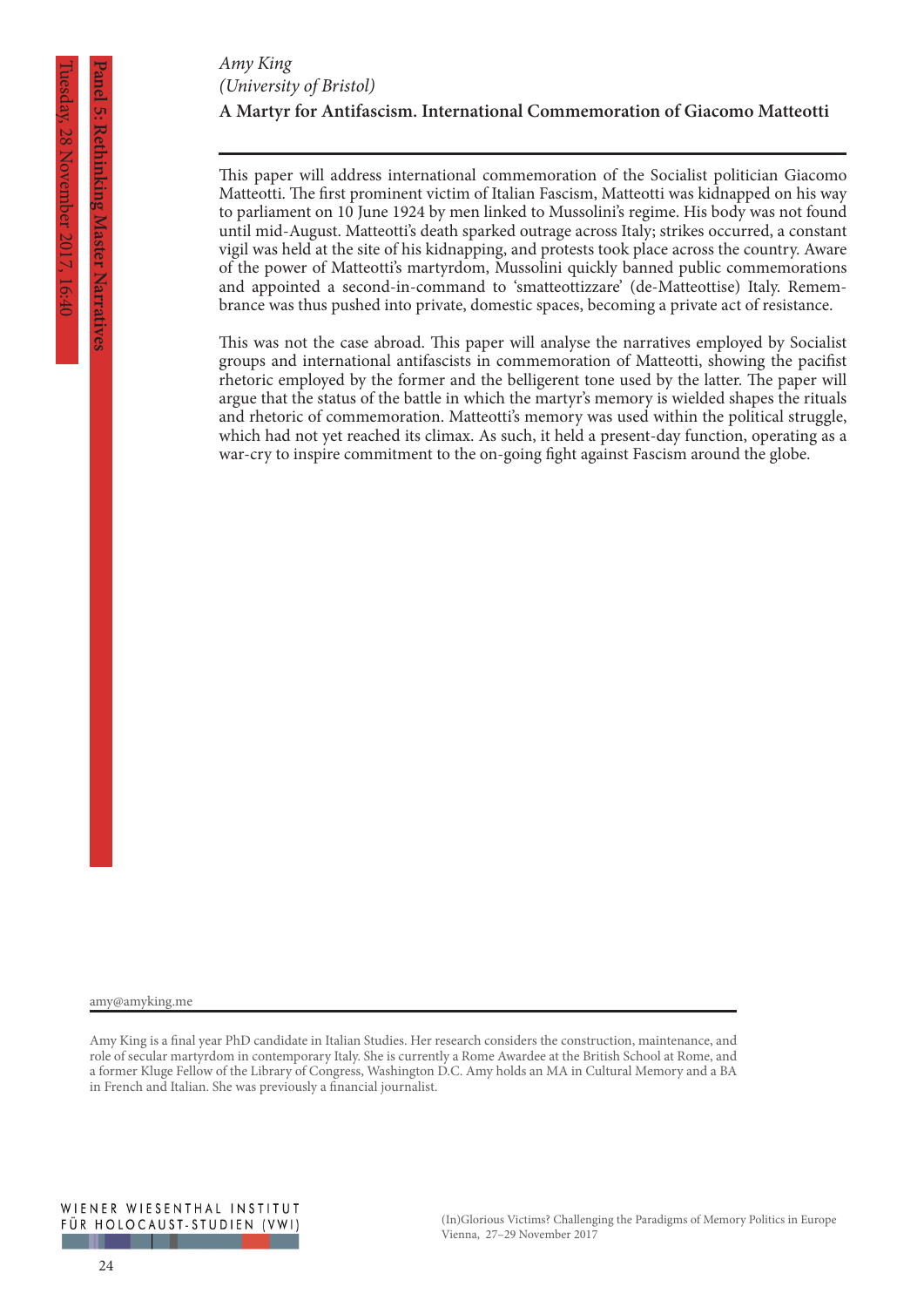*Amy King*
*(University of Bristol)*

**A Martyr for Antifascism. International Commemoration of Giacomo Matteotti**

This paper will address international commemoration of the Socialist politician Giacomo Matteotti. The first prominent victim of Italian Fascism, Matteotti was kidnapped on his way to parliament on 10 June 1924 by men linked to Mussolini's regime. His body was not found until mid-August. Matteotti's death sparked outrage across Italy; strikes occurred, a constant vigil was held at the site of his kidnapping, and protests took place across the country. Aware of the power of Matteotti's martyrdom, Mussolini quickly banned public commemorations and appointed a second-in-command to 'smatteottizzare' (de-Matteottise) Italy. Remembrance was thus pushed into private, domestic spaces, becoming a private act of resistance.

This was not the case abroad. This paper will analyse the narratives employed by Socialist groups and international antifascists in commemoration of Matteotti, showing the pacifist rhetoric employed by the former and the belligerent tone used by the latter. The paper will argue that the status of the battle in which the martyr's memory is wielded shapes the rituals and rhetoric of commemoration. Matteotti's memory was used within the political struggle, which had not yet reached its climax. As such, it held a present-day function, operating as a war-cry to inspire commitment to the on-going fight against Fascism around the globe.

amy@amyking.me

Amy King is a final year PhD candidate in Italian Studies. Her research considers the construction, maintenance, and role of secular martyrdom in contemporary Italy. She is currently a Rome Awardee at the British School at Rome, and a former Kluge Fellow of the Library of Congress, Washington D.C. Amy holds an MA in Cultural Memory and a BA in French and Italian. She was previously a financial journalist.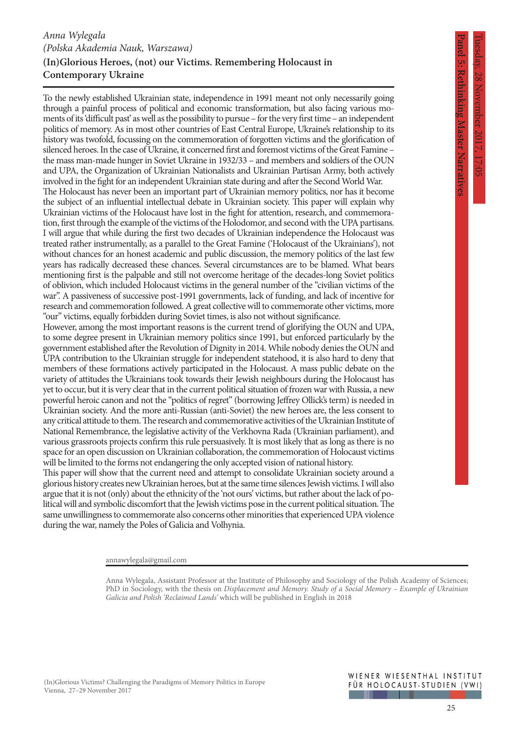*Anna Wylegała*
*(Polska Akademia Nauk, Warszawa)*

**(In)Glorious Heroes, (not) our Victims. Remembering Holocaust in Contemporary Ukraine**

To the newly established Ukrainian state, independence in 1991 meant not only necessarily going through a painful process of political and economic transformation, but also facing various moments of its 'difficult past' as well as the possibility to pursue – for the very first time – an independent politics of memory. As in most other countries of East Central Europe, Ukraine's relationship to its history was twofold, focussing on the commemoration of forgotten victims and the glorification of silenced heroes. In the case of Ukraine, it concerned first and foremost victims of the Great Famine – the mass man-made hunger in Soviet Ukraine in 1932/33 – and members and soldiers of the OUN and UPA, the Organization of Ukrainian Nationalists and Ukrainian Partisan Army, both actively involved in the fight for an independent Ukrainian state during and after the Second World War.

The Holocaust has never been an important part of Ukrainian memory politics, nor has it become the subject of an influential intellectual debate in Ukrainian society. This paper will explain why Ukrainian victims of the Holocaust have lost in the fight for attention, research, and commemoration, first through the example of the victims of the Holodomor, and second with the UPA partisans. I will argue that while during the first two decades of Ukrainian independence the Holocaust was treated rather instrumentally, as a parallel to the Great Famine ('Holocaust of the Ukrainians'), not without chances for an honest academic and public discussion, the memory politics of the last few years has radically decreased these chances. Several circumstances are to be blamed. What bears mentioning first is the palpable and still not overcome heritage of the decades-long Soviet politics of oblivion, which included Holocaust victims in the general number of the "civilian victims of the war". A passiveness of successive post-1991 governments, lack of funding, and lack of incentive for research and commemoration followed. A great collective will to commemorate other victims, more "our" victims, equally forbidden during Soviet times, is also not without significance.

However, among the most important reasons is the current trend of glorifying the OUN and UPA, to some degree present in Ukrainian memory politics since 1991, but enforced particularly by the government established after the Revolution of Dignity in 2014. While nobody denies the OUN and UPA contribution to the Ukrainian struggle for independent statehood, it is also hard to deny that members of these formations actively participated in the Holocaust. A mass public debate on the variety of attitudes the Ukrainians took towards their Jewish neighbours during the Holocaust has yet to occur, but it is very clear that in the current political situation of frozen war with Russia, a new powerful heroic canon and not the "politics of regret" (borrowing Jeffrey Ollick's term) is needed in Ukrainian society. And the more anti-Russian (anti-Soviet) the new heroes are, the less consent to any critical attitude to them. The research and commemorative activities of the Ukrainian Institute of National Remembrance, the legislative activity of the Verkhovna Rada (Ukrainian parliament), and various grassroots projects confirm this rule persuasively. It is most likely that as long as there is no space for an open discussion on Ukrainian collaboration, the commemoration of Holocaust victims will be limited to the forms not endangering the only accepted vision of national history.

This paper will show that the current need and attempt to consolidate Ukrainian society around a glorious history creates new Ukrainian heroes, but at the same time silences Jewish victims. I will also argue that it is not (only) about the ethnicity of the 'not ours' victims, but rather about the lack of political will and symbolic discomfort that the Jewish victims pose in the current political situation. The same unwillingness to commemorate also concerns other minorities that experienced UPA violence during the war, namely the Poles of Galicia and Volhynia.

annawylegala@gmail.com

Anna Wylegała, Assistant Professor at the Institute of Philosophy and Sociology of the Polish Academy of Sciences; PhD in Sociology, with the thesis on *Displacement and Memory. Study of a Social Memory – Example of Ukrainian Galicia and Polish 'Reclaimed Lands'* which will be published in English in 2018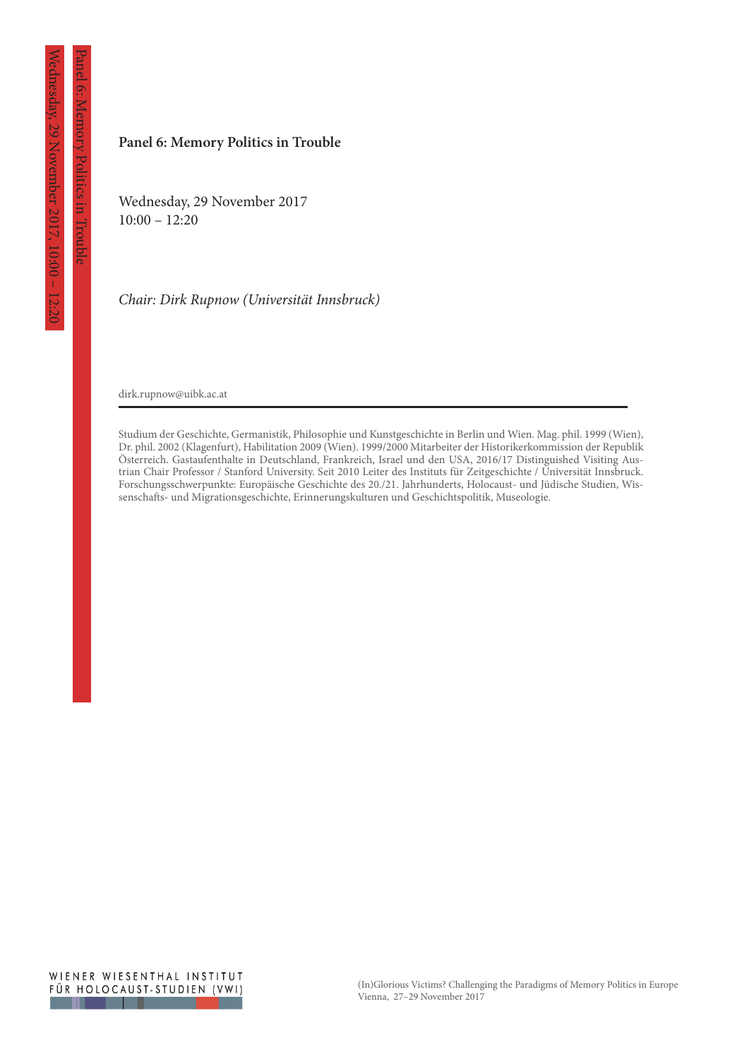## Panel 6: Memory Politics in Trouble

Wednesday, 29 November 2017
10:00 – 12:20

*Chair: Dirk Rupnow (Universität Innsbruck)*

dirk.rupnow@uibk.ac.at

---

Studium der Geschichte, Germanistik, Philosophie und Kunstgeschichte in Berlin und Wien. Mag. phil. 1999 (Wien), Dr. phil. 2002 (Klagenfurt), Habilitation 2009 (Wien). 1999/2000 Mitarbeiter der Historikerkommission der Republik Österreich. Gastaufenthalte in Deutschland, Frankreich, Israel und den USA, 2016/17 Distinguished Visiting Austrian Chair Professor / Stanford University. Seit 2010 Leiter des Instituts für Zeitgeschichte / Universität Innsbruck. Forschungsschwerpunkte: Europäische Geschichte des 20./21. Jahrhunderts, Holocaust- und Jüdische Studien, Wissenschafts- und Migrationsgeschichte, Erinnerungskulturen und Geschichtspolitik, Museologie.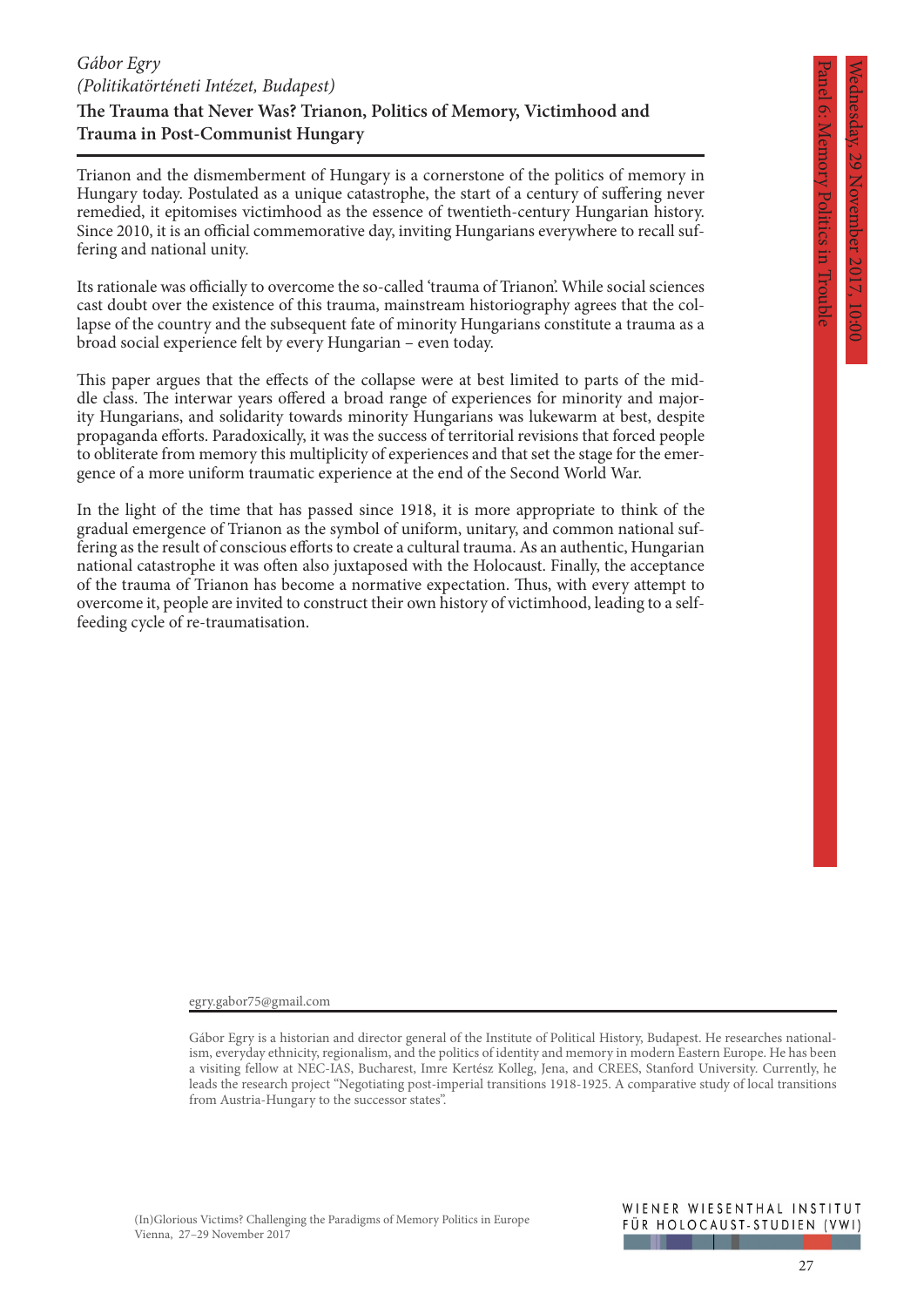*Gábor Egry*
*(Politikatörténeti Intézet, Budapest)*

**The Trauma that Never Was? Trianon, Politics of Memory, Victimhood and Trauma in Post-Communist Hungary**

Trianon and the dismemberment of Hungary is a cornerstone of the politics of memory in Hungary today. Postulated as a unique catastrophe, the start of a century of suffering never remedied, it epitomises victimhood as the essence of twentieth-century Hungarian history. Since 2010, it is an official commemorative day, inviting Hungarians everywhere to recall suffering and national unity.

Its rationale was officially to overcome the so-called 'trauma of Trianon'. While social sciences cast doubt over the existence of this trauma, mainstream historiography agrees that the collapse of the country and the subsequent fate of minority Hungarians constitute a trauma as a broad social experience felt by every Hungarian – even today.

This paper argues that the effects of the collapse were at best limited to parts of the middle class. The interwar years offered a broad range of experiences for minority and majority Hungarians, and solidarity towards minority Hungarians was lukewarm at best, despite propaganda efforts. Paradoxically, it was the success of territorial revisions that forced people to obliterate from memory this multiplicity of experiences and that set the stage for the emergence of a more uniform traumatic experience at the end of the Second World War.

In the light of the time that has passed since 1918, it is more appropriate to think of the gradual emergence of Trianon as the symbol of uniform, unitary, and common national suffering as the result of conscious efforts to create a cultural trauma. As an authentic, Hungarian national catastrophe it was often also juxtaposed with the Holocaust. Finally, the acceptance of the trauma of Trianon has become a normative expectation. Thus, with every attempt to overcome it, people are invited to construct their own history of victimhood, leading to a self-feeding cycle of re-traumatisation.

egry.gabor75@gmail.com

Gábor Egry is a historian and director general of the Institute of Political History, Budapest. He researches nationalism, everyday ethnicity, regionalism, and the politics of identity and memory in modern Eastern Europe. He has been a visiting fellow at NEC-IAS, Bucharest, Imre Kertész Kolleg, Jena, and CREES, Stanford University. Currently, he leads the research project "Negotiating post-imperial transitions 1918-1925. A comparative study of local transitions from Austria-Hungary to the successor states".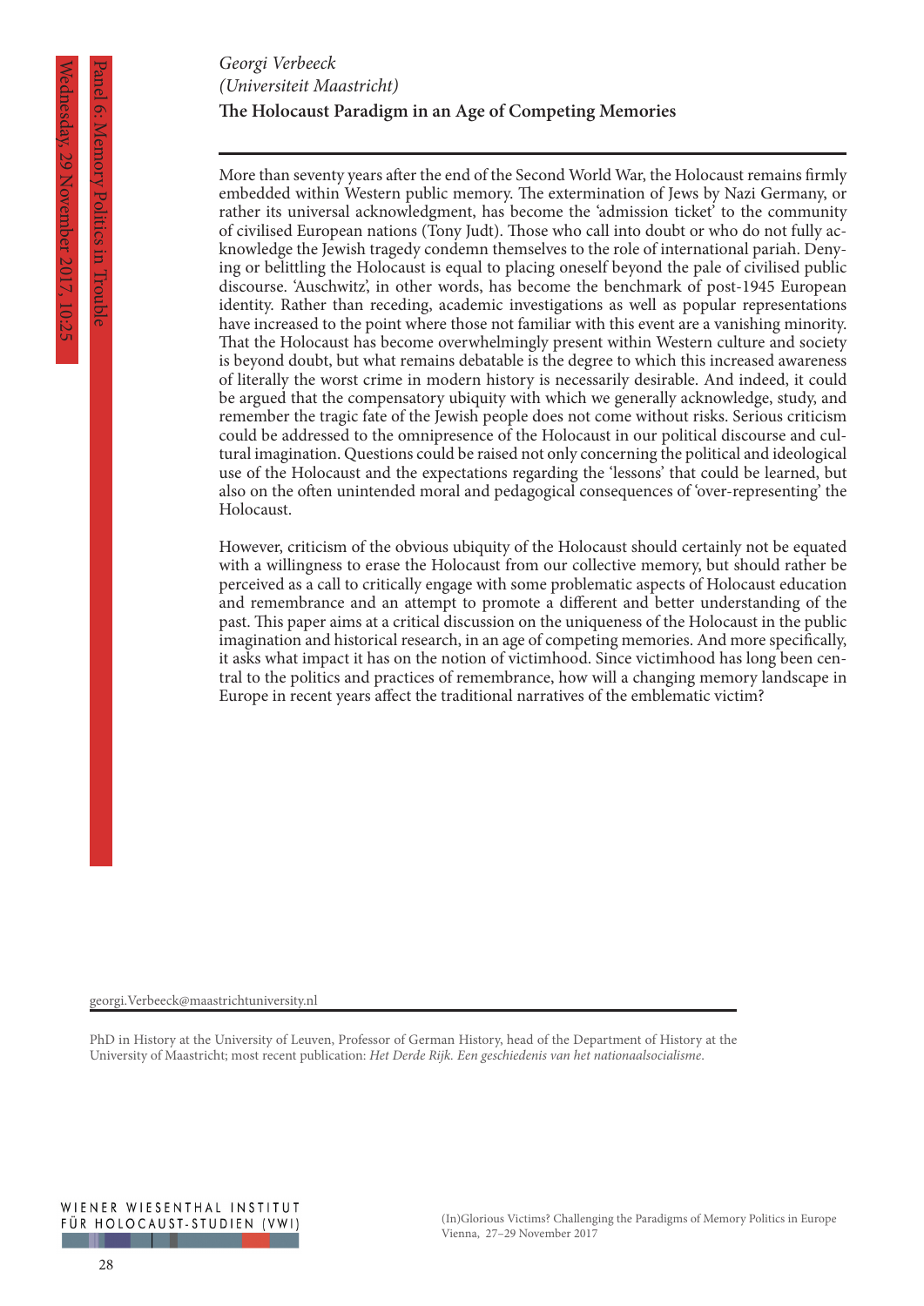*Georgi Verbeeck*
*(Universiteit Maastricht)*

**The Holocaust Paradigm in an Age of Competing Memories**

More than seventy years after the end of the Second World War, the Holocaust remains firmly embedded within Western public memory. The extermination of Jews by Nazi Germany, or rather its universal acknowledgment, has become the 'admission ticket' to the community of civilised European nations (Tony Judt). Those who call into doubt or who do not fully acknowledge the Jewish tragedy condemn themselves to the role of international pariah. Denying or belittling the Holocaust is equal to placing oneself beyond the pale of civilised public discourse. 'Auschwitz', in other words, has become the benchmark of post-1945 European identity. Rather than receding, academic investigations as well as popular representations have increased to the point where those not familiar with this event are a vanishing minority. That the Holocaust has become overwhelmingly present within Western culture and society is beyond doubt, but what remains debatable is the degree to which this increased awareness of literally the worst crime in modern history is necessarily desirable. And indeed, it could be argued that the compensatory ubiquity with which we generally acknowledge, study, and remember the tragic fate of the Jewish people does not come without risks. Serious criticism could be addressed to the omnipresence of the Holocaust in our political discourse and cultural imagination. Questions could be raised not only concerning the political and ideological use of the Holocaust and the expectations regarding the 'lessons' that could be learned, but also on the often unintended moral and pedagogical consequences of 'over-representing' the Holocaust.

However, criticism of the obvious ubiquity of the Holocaust should certainly not be equated with a willingness to erase the Holocaust from our collective memory, but should rather be perceived as a call to critically engage with some problematic aspects of Holocaust education and remembrance and an attempt to promote a different and better understanding of the past. This paper aims at a critical discussion on the uniqueness of the Holocaust in the public imagination and historical research, in an age of competing memories. And more specifically, it asks what impact it has on the notion of victimhood. Since victimhood has long been central to the politics and practices of remembrance, how will a changing memory landscape in Europe in recent years affect the traditional narratives of the emblematic victim?

georgi.Verbeeck@maastrichtuniversity.nl

PhD in History at the University of Leuven, Professor of German History, head of the Department of History at the University of Maastricht; most recent publication: *Het Derde Rijk. Een geschiedenis van het nationaalsocialisme*.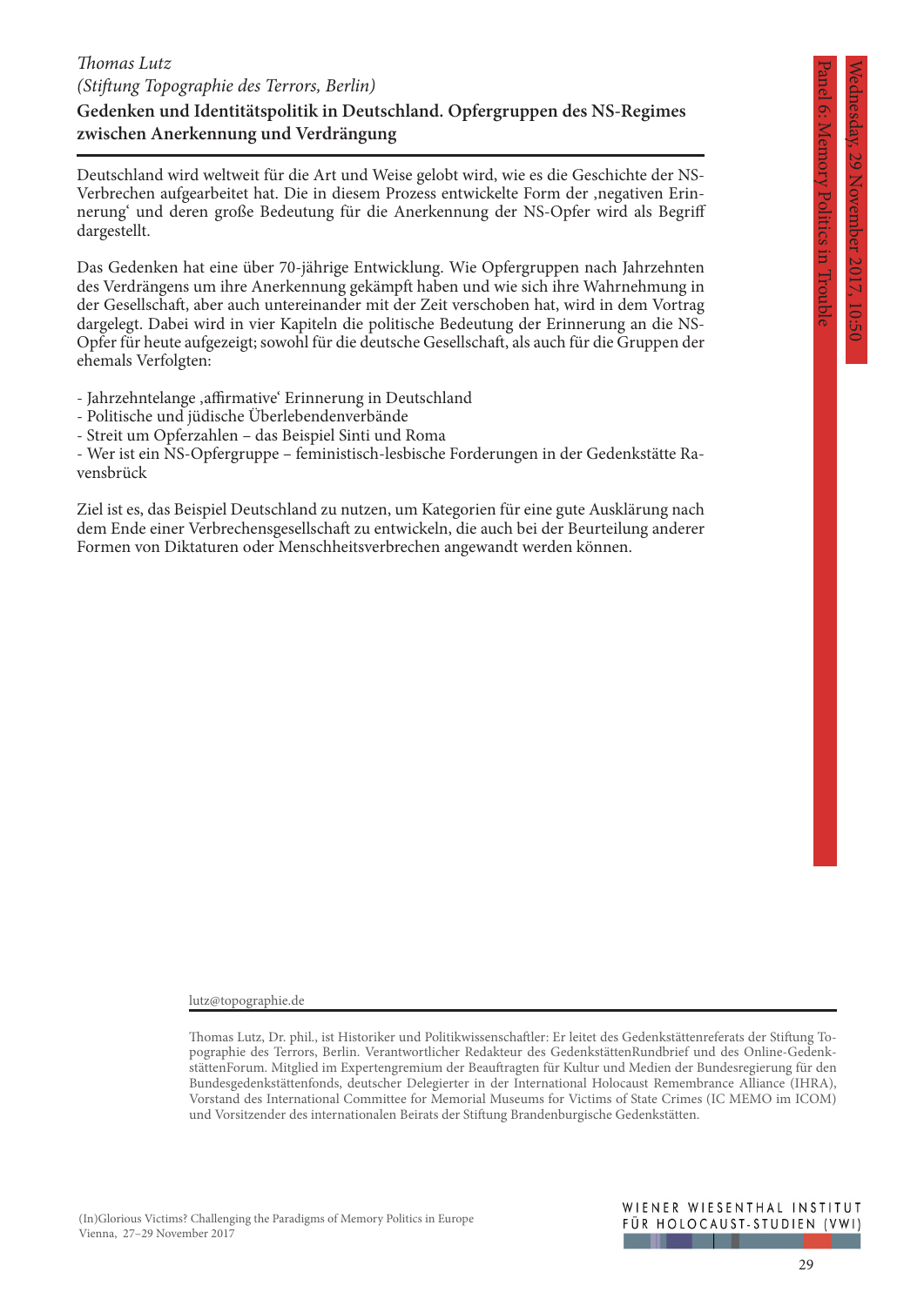*Thomas Lutz*
*(Stiftung Topographie des Terrors, Berlin)*

**Gedenken und Identitätspolitik in Deutschland. Opfergruppen des NS-Regimes zwischen Anerkennung und Verdrängung**

Wednesday, 29 November 2017, 10:50
Panel 6: Memory Politics in Trouble

Deutschland wird weltweit für die Art und Weise gelobt wird, wie es die Geschichte der NS-Verbrechen aufgearbeitet hat. Die in diesem Prozess entwickelte Form der ‚negativen Erinnerung' und deren große Bedeutung für die Anerkennung der NS-Opfer wird als Begriff dargestellt.

Das Gedenken hat eine über 70-jährige Entwicklung. Wie Opfergruppen nach Jahrzehnten des Verdrängens um ihre Anerkennung gekämpft haben und wie sich ihre Wahrnehmung in der Gesellschaft, aber auch untereinander mit der Zeit verschoben hat, wird in dem Vortrag dargelegt. Dabei wird in vier Kapiteln die politische Bedeutung der Erinnerung an die NS-Opfer für heute aufgezeigt; sowohl für die deutsche Gesellschaft, als auch für die Gruppen der ehemals Verfolgten:

- Jahrzehntelange ‚affirmative' Erinnerung in Deutschland
- Politische und jüdische Überlebendenverbände
- Streit um Opferzahlen – das Beispiel Sinti und Roma
- Wer ist ein NS-Opfergruppe – feministisch-lesbische Forderungen in der Gedenkstätte Ravensbrück

Ziel ist es, das Beispiel Deutschland zu nutzen, um Kategorien für eine gute Ausklärung nach dem Ende einer Verbrechensgesellschaft zu entwickeln, die auch bei der Beurteilung anderer Formen von Diktaturen oder Menschheitsverbrechen angewandt werden können.

lutz@topographie.de

Thomas Lutz, Dr. phil., ist Historiker und Politikwissenschaftler: Er leitet des Gedenkstättenreferats der Stiftung Topographie des Terrors, Berlin. Verantwortlicher Redakteur des GedenkstättenRundbrief und des Online-GedenkstättenForum. Mitglied im Expertengremium der Beauftragten für Kultur und Medien der Bundesregierung für den Bundesgedenkstättenfonds, deutscher Delegierter in der International Holocaust Remembrance Alliance (IHRA), Vorstand des International Committee for Memorial Museums for Victims of State Crimes (IC MEMO im ICOM) und Vorsitzender des internationalen Beirats der Stiftung Brandenburgische Gedenkstätten.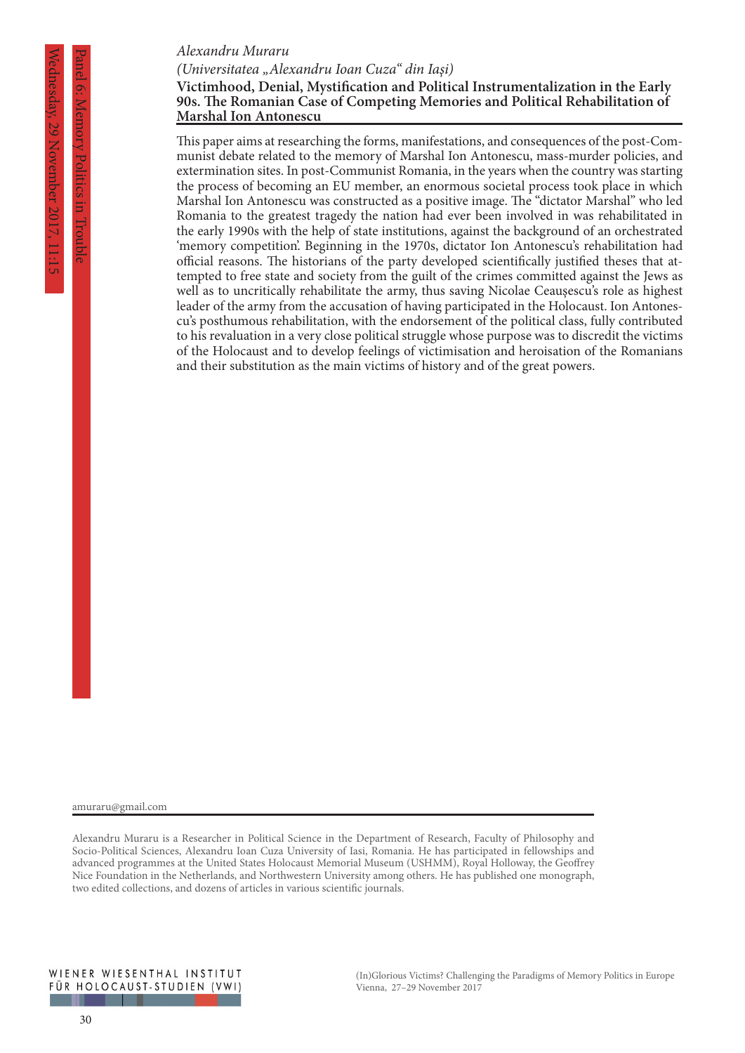*Alexandru Muraru*

*(Universitatea „Alexandru Ioan Cuza“ din Iași)*

**Victimhood, Denial, Mystification and Political Instrumentalization in the Early 90s. The Romanian Case of Competing Memories and Political Rehabilitation of Marshal Ion Antonescu**

This paper aims at researching the forms, manifestations, and consequences of the post-Communist debate related to the memory of Marshal Ion Antonescu, mass-murder policies, and extermination sites. In post-Communist Romania, in the years when the country was starting the process of becoming an EU member, an enormous societal process took place in which Marshal Ion Antonescu was constructed as a positive image. The "dictator Marshal" who led Romania to the greatest tragedy the nation had ever been involved in was rehabilitated in the early 1990s with the help of state institutions, against the background of an orchestrated 'memory competition'. Beginning in the 1970s, dictator Ion Antonescu's rehabilitation had official reasons. The historians of the party developed scientifically justified theses that attempted to free state and society from the guilt of the crimes committed against the Jews as well as to uncritically rehabilitate the army, thus saving Nicolae Ceaușescu's role as highest leader of the army from the accusation of having participated in the Holocaust. Ion Antonescu's posthumous rehabilitation, with the endorsement of the political class, fully contributed to his revaluation in a very close political struggle whose purpose was to discredit the victims of the Holocaust and to develop feelings of victimisation and heroisation of the Romanians and their substitution as the main victims of history and of the great powers.

amuraru@gmail.com

Alexandru Muraru is a Researcher in Political Science in the Department of Research, Faculty of Philosophy and Socio-Political Sciences, Alexandru Ioan Cuza University of Iasi, Romania. He has participated in fellowships and advanced programmes at the United States Holocaust Memorial Museum (USHMM), Royal Holloway, the Geoffrey Nice Foundation in the Netherlands, and Northwestern University among others. He has published one monograph, two edited collections, and dozens of articles in various scientific journals.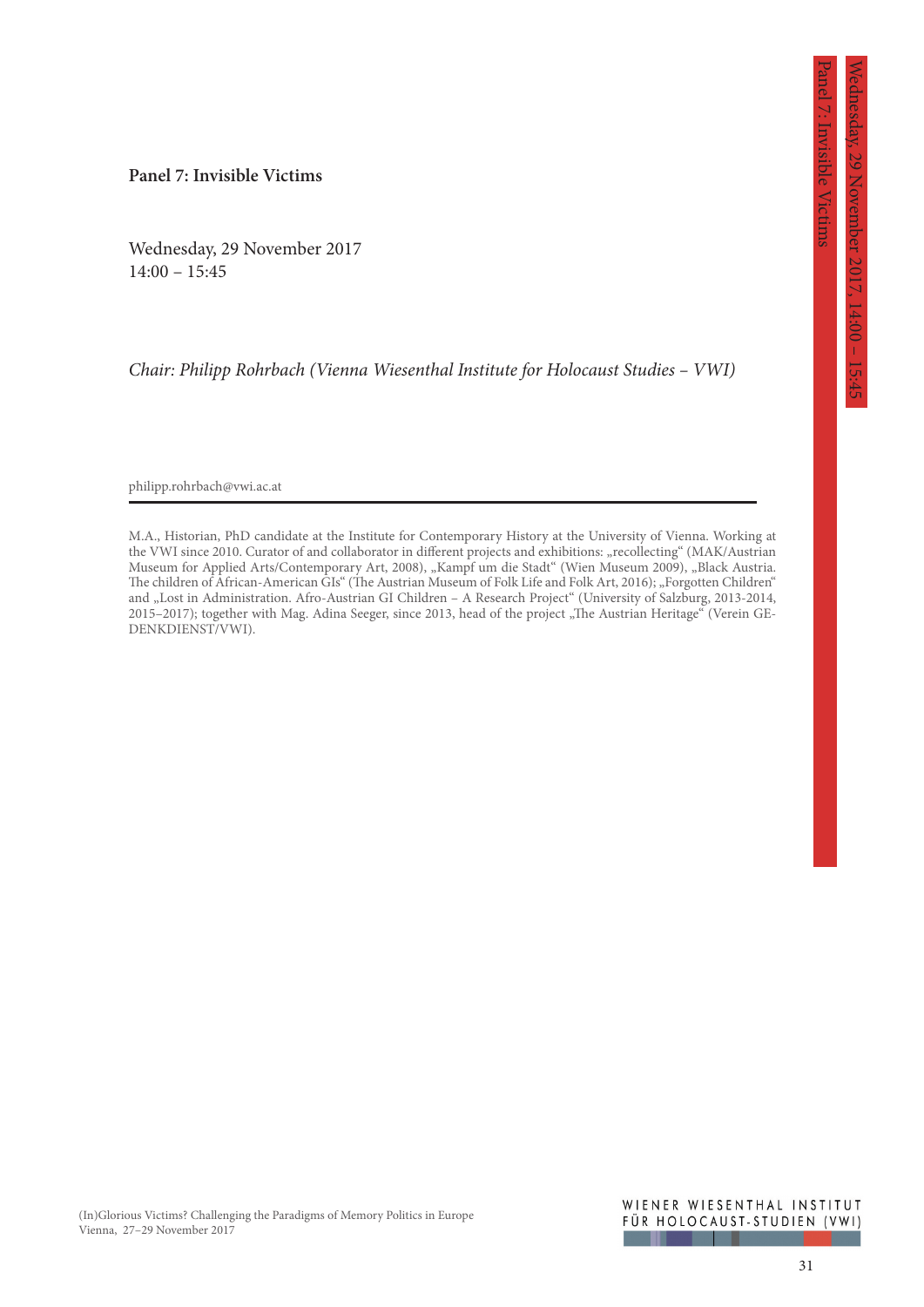## Panel 7: Invisible Victims

Wednesday, 29 November 2017
14:00 – 15:45

*Chair: Philipp Rohrbach (Vienna Wiesenthal Institute for Holocaust Studies – VWI)*

philipp.rohrbach@vwi.ac.at

M.A., Historian, PhD candidate at the Institute for Contemporary History at the University of Vienna. Working at the VWI since 2010. Curator of and collaborator in different projects and exhibitions: „recollecting" (MAK/Austrian Museum for Applied Arts/Contemporary Art, 2008), „Kampf um die Stadt" (Wien Museum 2009), „Black Austria. The children of African-American GIs" (The Austrian Museum of Folk Life and Folk Art, 2016); „Forgotten Children" and „Lost in Administration. Afro-Austrian GI Children – A Research Project" (University of Salzburg, 2013-2014, 2015–2017); together with Mag. Adina Seeger, since 2013, head of the project „The Austrian Heritage" (Verein GEDENKDIENST/VWI).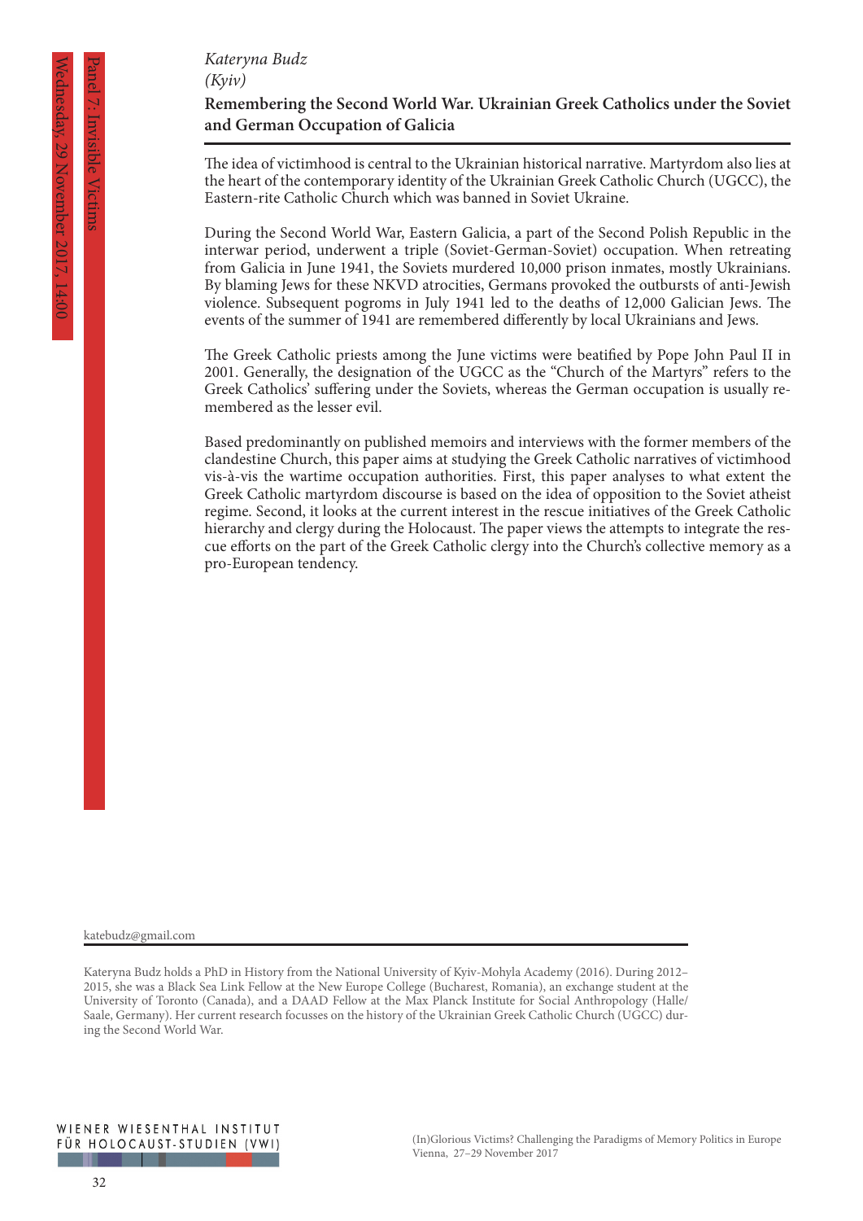*Kateryna Budz*
*(Kyiv)*

## Remembering the Second World War. Ukrainian Greek Catholics under the Soviet and German Occupation of Galicia

The idea of victimhood is central to the Ukrainian historical narrative. Martyrdom also lies at the heart of the contemporary identity of the Ukrainian Greek Catholic Church (UGCC), the Eastern-rite Catholic Church which was banned in Soviet Ukraine.

During the Second World War, Eastern Galicia, a part of the Second Polish Republic in the interwar period, underwent a triple (Soviet-German-Soviet) occupation. When retreating from Galicia in June 1941, the Soviets murdered 10,000 prison inmates, mostly Ukrainians. By blaming Jews for these NKVD atrocities, Germans provoked the outbursts of anti-Jewish violence. Subsequent pogroms in July 1941 led to the deaths of 12,000 Galician Jews. The events of the summer of 1941 are remembered differently by local Ukrainians and Jews.

The Greek Catholic priests among the June victims were beatified by Pope John Paul II in 2001. Generally, the designation of the UGCC as the "Church of the Martyrs" refers to the Greek Catholics' suffering under the Soviets, whereas the German occupation is usually remembered as the lesser evil.

Based predominantly on published memoirs and interviews with the former members of the clandestine Church, this paper aims at studying the Greek Catholic narratives of victimhood vis-à-vis the wartime occupation authorities. First, this paper analyses to what extent the Greek Catholic martyrdom discourse is based on the idea of opposition to the Soviet atheist regime. Second, it looks at the current interest in the rescue initiatives of the Greek Catholic hierarchy and clergy during the Holocaust. The paper views the attempts to integrate the rescue efforts on the part of the Greek Catholic clergy into the Church's collective memory as a pro-European tendency.

katebudz@gmail.com

Kateryna Budz holds a PhD in History from the National University of Kyiv-Mohyla Academy (2016). During 2012–2015, she was a Black Sea Link Fellow at the New Europe College (Bucharest, Romania), an exchange student at the University of Toronto (Canada), and a DAAD Fellow at the Max Planck Institute for Social Anthropology (Halle/Saale, Germany). Her current research focusses on the history of the Ukrainian Greek Catholic Church (UGCC) during the Second World War.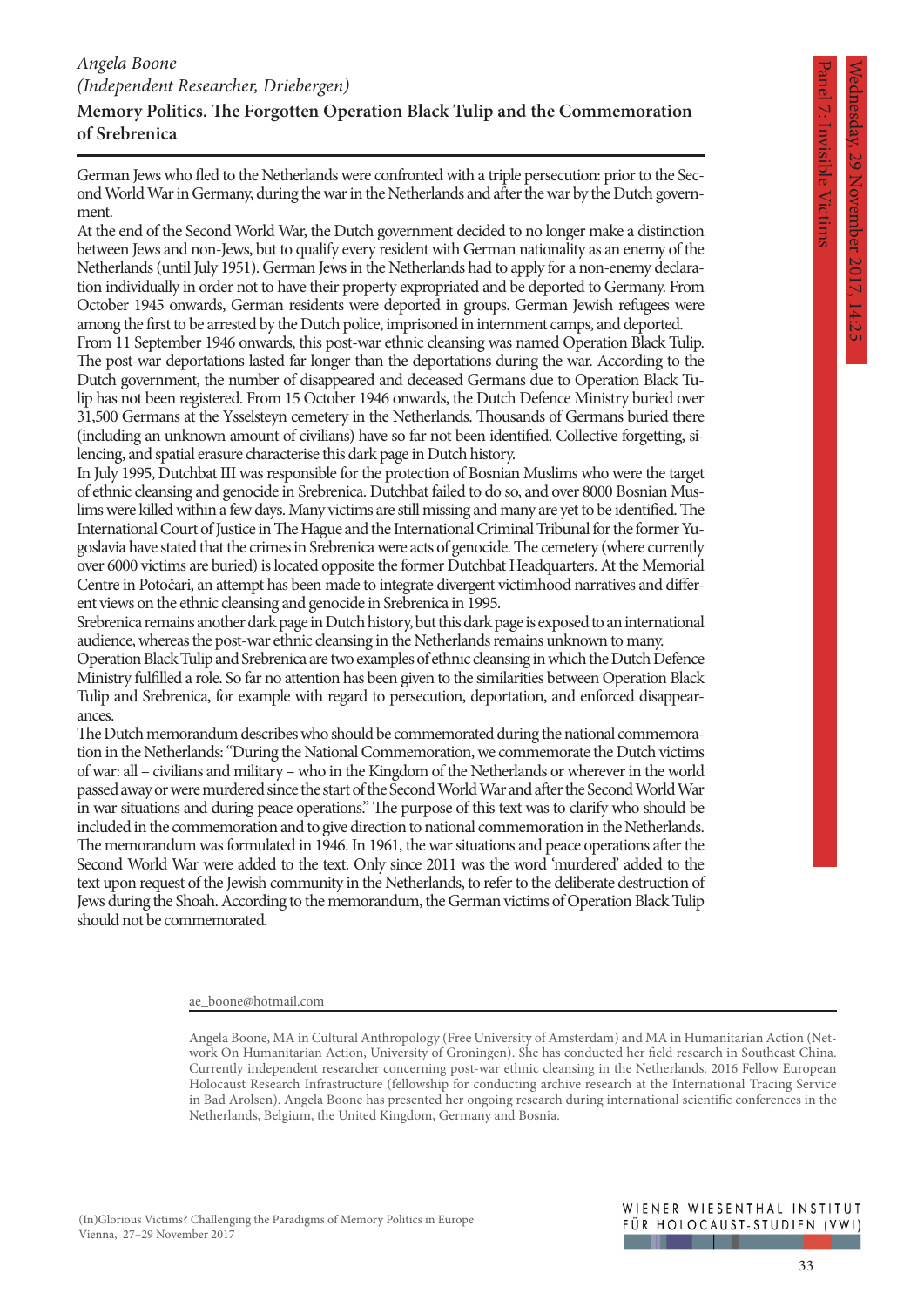*Angela Boone*
*(Independent Researcher, Driebergen)*

**Memory Politics. The Forgotten Operation Black Tulip and the Commemoration of Srebrenica**

German Jews who fled to the Netherlands were confronted with a triple persecution: prior to the Second World War in Germany, during the war in the Netherlands and after the war by the Dutch government.

At the end of the Second World War, the Dutch government decided to no longer make a distinction between Jews and non-Jews, but to qualify every resident with German nationality as an enemy of the Netherlands (until July 1951). German Jews in the Netherlands had to apply for a non-enemy declaration individually in order not to have their property expropriated and be deported to Germany. From October 1945 onwards, German residents were deported in groups. German Jewish refugees were among the first to be arrested by the Dutch police, imprisoned in internment camps, and deported.

From 11 September 1946 onwards, this post-war ethnic cleansing was named Operation Black Tulip. The post-war deportations lasted far longer than the deportations during the war. According to the Dutch government, the number of disappeared and deceased Germans due to Operation Black Tulip has not been registered. From 15 October 1946 onwards, the Dutch Defence Ministry buried over 31,500 Germans at the Ysselsteyn cemetery in the Netherlands. Thousands of Germans buried there (including an unknown amount of civilians) have so far not been identified. Collective forgetting, silencing, and spatial erasure characterise this dark page in Dutch history.

In July 1995, Dutchbat III was responsible for the protection of Bosnian Muslims who were the target of ethnic cleansing and genocide in Srebrenica. Dutchbat failed to do so, and over 8000 Bosnian Muslims were killed within a few days. Many victims are still missing and many are yet to be identified. The International Court of Justice in The Hague and the International Criminal Tribunal for the former Yugoslavia have stated that the crimes in Srebrenica were acts of genocide. The cemetery (where currently over 6000 victims are buried) is located opposite the former Dutchbat Headquarters. At the Memorial Centre in Potočari, an attempt has been made to integrate divergent victimhood narratives and different views on the ethnic cleansing and genocide in Srebrenica in 1995.

Srebrenica remains another dark page in Dutch history, but this dark page is exposed to an international audience, whereas the post-war ethnic cleansing in the Netherlands remains unknown to many.

Operation Black Tulip and Srebrenica are two examples of ethnic cleansing in which the Dutch Defence Ministry fulfilled a role. So far no attention has been given to the similarities between Operation Black Tulip and Srebrenica, for example with regard to persecution, deportation, and enforced disappearances.

The Dutch memorandum describes who should be commemorated during the national commemoration in the Netherlands: "During the National Commemoration, we commemorate the Dutch victims of war: all – civilians and military – who in the Kingdom of the Netherlands or wherever in the world passed away or were murdered since the start of the Second World War and after the Second World War in war situations and during peace operations." The purpose of this text was to clarify who should be included in the commemoration and to give direction to national commemoration in the Netherlands. The memorandum was formulated in 1946. In 1961, the war situations and peace operations after the Second World War were added to the text. Only since 2011 was the word 'murdered' added to the text upon request of the Jewish community in the Netherlands, to refer to the deliberate destruction of Jews during the Shoah. According to the memorandum, the German victims of Operation Black Tulip should not be commemorated.

ae_boone@hotmail.com

Angela Boone, MA in Cultural Anthropology (Free University of Amsterdam) and MA in Humanitarian Action (Network On Humanitarian Action, University of Groningen). She has conducted her field research in Southeast China. Currently independent researcher concerning post-war ethnic cleansing in the Netherlands. 2016 Fellow European Holocaust Research Infrastructure (fellowship for conducting archive research at the International Tracing Service in Bad Arolsen). Angela Boone has presented her ongoing research during international scientific conferences in the Netherlands, Belgium, the United Kingdom, Germany and Bosnia.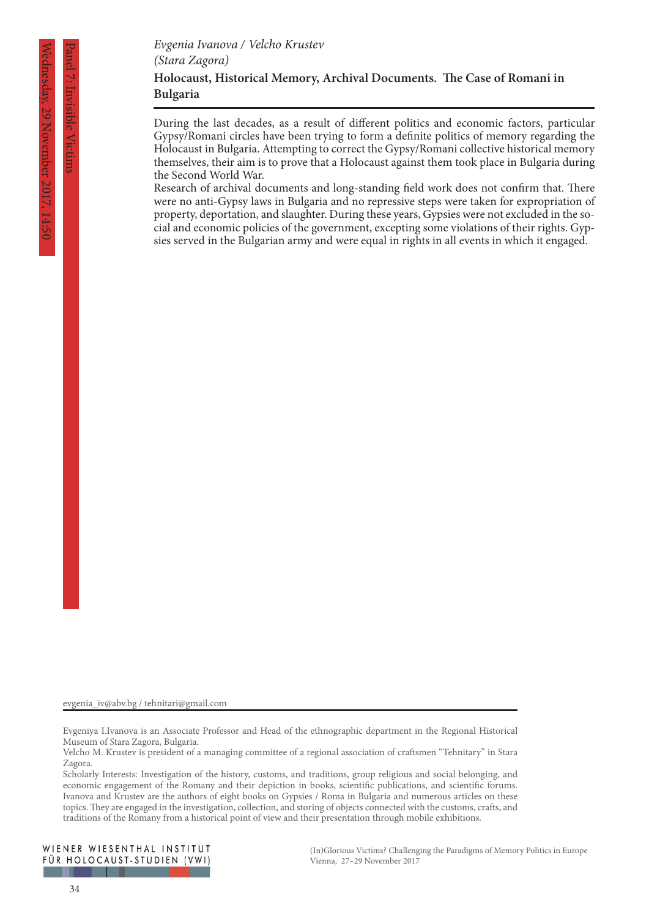*Evgenia Ivanova / Velcho Krustev*
*(Stara Zagora)*

## Holocaust, Historical Memory, Archival Documents. The Case of Romani in Bulgaria

During the last decades, as a result of different politics and economic factors, particular Gypsy/Romani circles have been trying to form a definite politics of memory regarding the Holocaust in Bulgaria. Attempting to correct the Gypsy/Romani collective historical memory themselves, their aim is to prove that a Holocaust against them took place in Bulgaria during the Second World War.

Research of archival documents and long-standing field work does not confirm that. There were no anti-Gypsy laws in Bulgaria and no repressive steps were taken for expropriation of property, deportation, and slaughter. During these years, Gypsies were not excluded in the social and economic policies of the government, excepting some violations of their rights. Gypsies served in the Bulgarian army and were equal in rights in all events in which it engaged.

evgenia_iv@abv.bg / tehnitari@gmail.com

Evgeniya I.Ivanova is an Associate Professor and Head of the ethnographic department in the Regional Historical Museum of Stara Zagora, Bulgaria.

Velcho M. Krustev is president of a managing committee of a regional association of craftsmen "Tehnitary" in Stara Zagora.

Scholarly Interests: Investigation of the history, customs, and traditions, group religious and social belonging, and economic engagement of the Romany and their depiction in books, scientific publications, and scientific forums. Ivanova and Krustev are the authors of eight books on Gypsies / Roma in Bulgaria and numerous articles on these topics. They are engaged in the investigation, collection, and storing of objects connected with the customs, crafts, and traditions of the Romany from a historical point of view and their presentation through mobile exhibitions.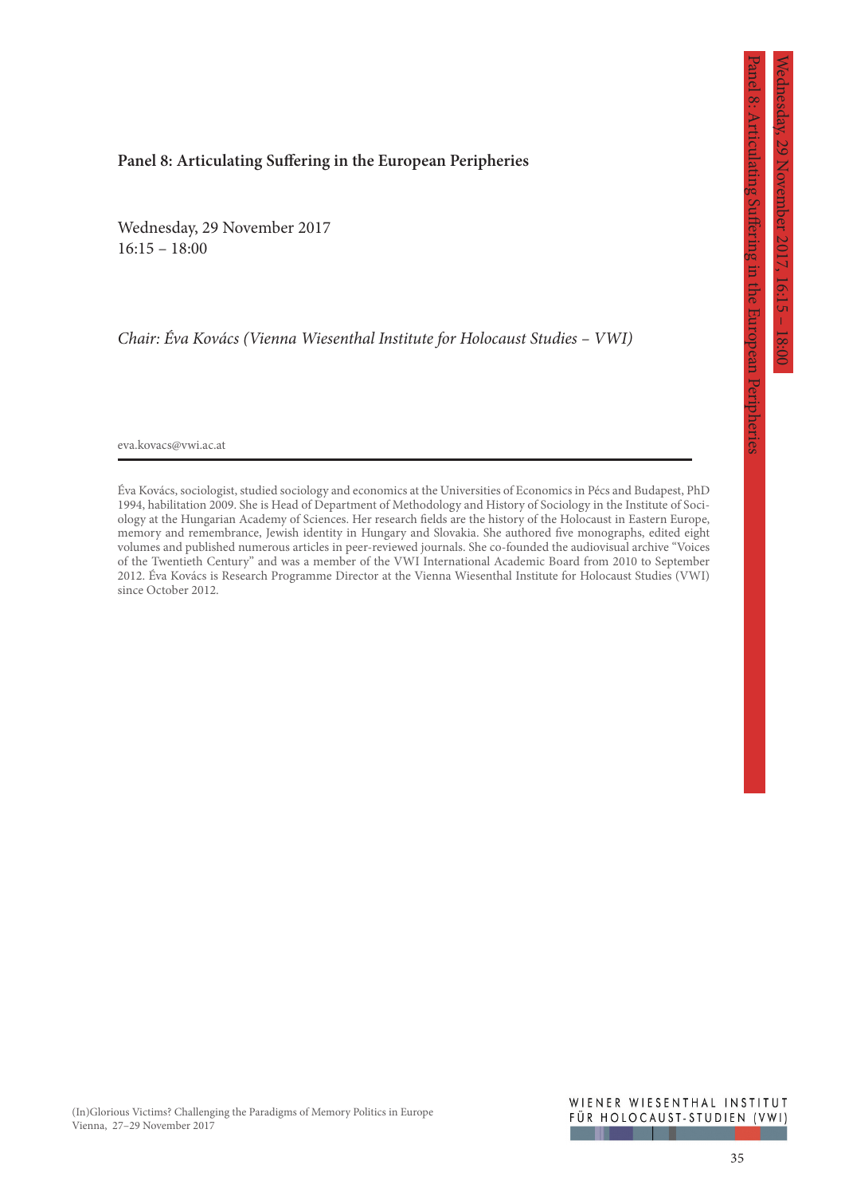## Panel 8: Articulating Suffering in the European Peripheries

Wednesday, 29 November 2017
16:15 – 18:00

*Chair: Éva Kovács (Vienna Wiesenthal Institute for Holocaust Studies – VWI)*

eva.kovacs@vwi.ac.at

---

Éva Kovács, sociologist, studied sociology and economics at the Universities of Economics in Pécs and Budapest, PhD 1994, habilitation 2009. She is Head of Department of Methodology and History of Sociology in the Institute of Sociology at the Hungarian Academy of Sciences. Her research fields are the history of the Holocaust in Eastern Europe, memory and remembrance, Jewish identity in Hungary and Slovakia. She authored five monographs, edited eight volumes and published numerous articles in peer-reviewed journals. She co-founded the audiovisual archive "Voices of the Twentieth Century" and was a member of the VWI International Academic Board from 2010 to September 2012. Éva Kovács is Research Programme Director at the Vienna Wiesenthal Institute for Holocaust Studies (VWI) since October 2012.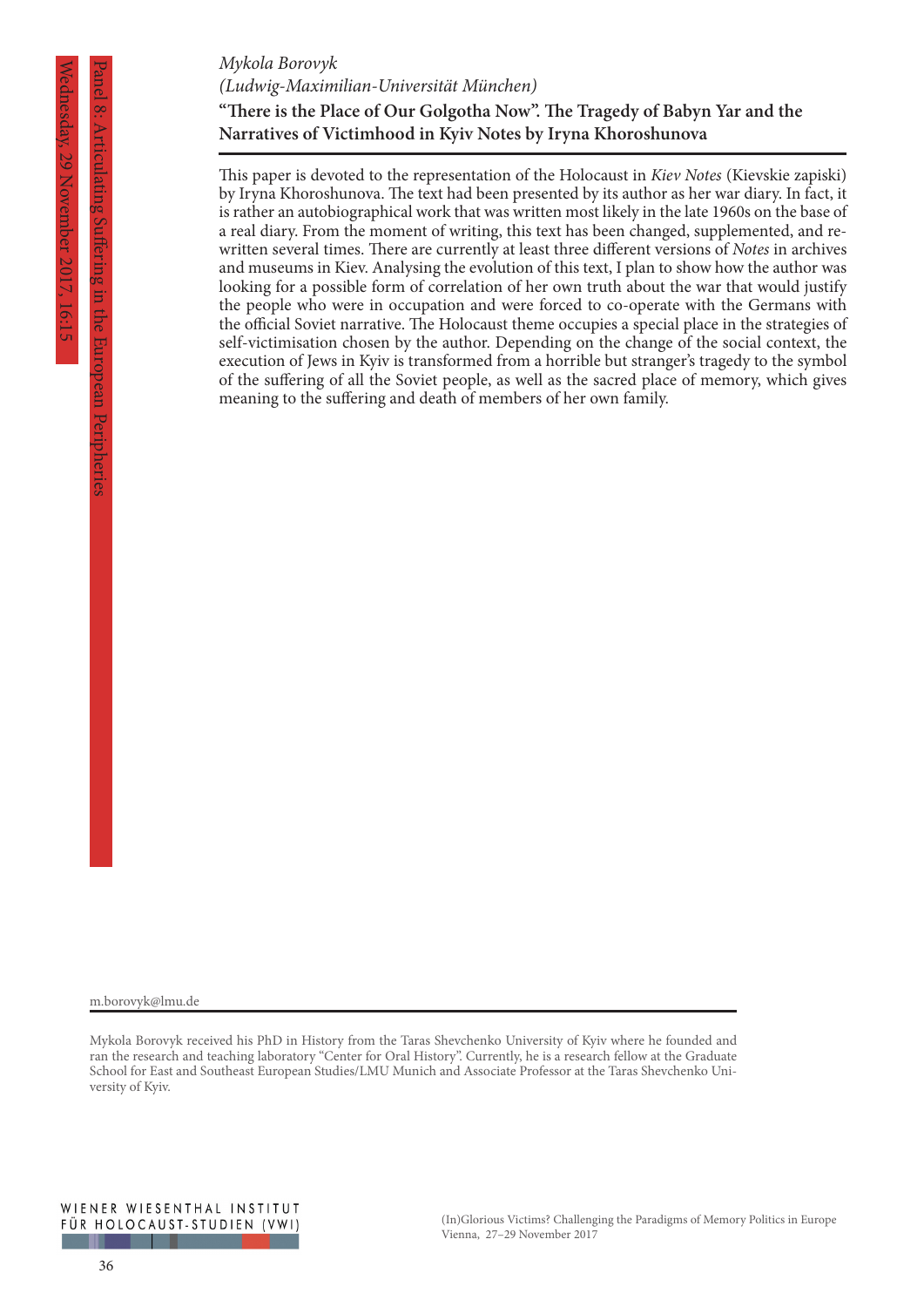*Mykola Borovyk*
*(Ludwig-Maximilian-Universität München)*

**"There is the Place of Our Golgotha Now". The Tragedy of Babyn Yar and the Narratives of Victimhood in Kyiv Notes by Iryna Khoroshunova**

This paper is devoted to the representation of the Holocaust in *Kiev Notes* (Kievskie zapiski) by Iryna Khoroshunova. The text had been presented by its author as her war diary. In fact, it is rather an autobiographical work that was written most likely in the late 1960s on the base of a real diary. From the moment of writing, this text has been changed, supplemented, and re-written several times. There are currently at least three different versions of *Notes* in archives and museums in Kiev. Analysing the evolution of this text, I plan to show how the author was looking for a possible form of correlation of her own truth about the war that would justify the people who were in occupation and were forced to co-operate with the Germans with the official Soviet narrative. The Holocaust theme occupies a special place in the strategies of self-victimisation chosen by the author. Depending on the change of the social context, the execution of Jews in Kyiv is transformed from a horrible but stranger's tragedy to the symbol of the suffering of all the Soviet people, as well as the sacred place of memory, which gives meaning to the suffering and death of members of her own family.

m.borovyk@lmu.de

Mykola Borovyk received his PhD in History from the Taras Shevchenko University of Kyiv where he founded and ran the research and teaching laboratory "Center for Oral History". Currently, he is a research fellow at the Graduate School for East and Southeast European Studies/LMU Munich and Associate Professor at the Taras Shevchenko University of Kyiv.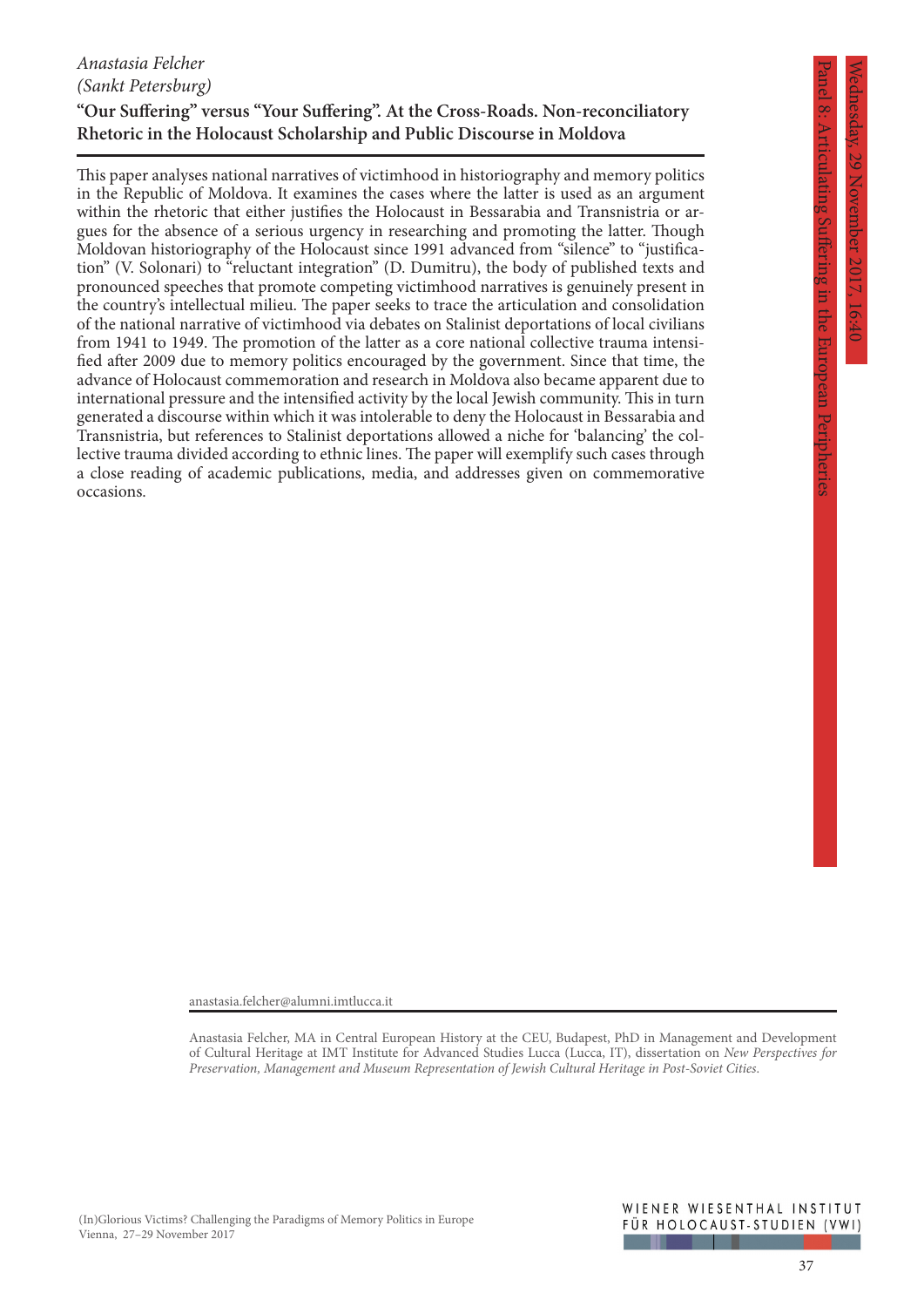*Anastasia Felcher*
*(Sankt Petersburg)*

**"Our Suffering" versus "Your Suffering". At the Cross-Roads. Non-reconciliatory Rhetoric in the Holocaust Scholarship and Public Discourse in Moldova**

This paper analyses national narratives of victimhood in historiography and memory politics in the Republic of Moldova. It examines the cases where the latter is used as an argument within the rhetoric that either justifies the Holocaust in Bessarabia and Transnistria or argues for the absence of a serious urgency in researching and promoting the latter. Though Moldovan historiography of the Holocaust since 1991 advanced from "silence" to "justification" (V. Solonari) to "reluctant integration" (D. Dumitru), the body of published texts and pronounced speeches that promote competing victimhood narratives is genuinely present in the country's intellectual milieu. The paper seeks to trace the articulation and consolidation of the national narrative of victimhood via debates on Stalinist deportations of local civilians from 1941 to 1949. The promotion of the latter as a core national collective trauma intensified after 2009 due to memory politics encouraged by the government. Since that time, the advance of Holocaust commemoration and research in Moldova also became apparent due to international pressure and the intensified activity by the local Jewish community. This in turn generated a discourse within which it was intolerable to deny the Holocaust in Bessarabia and Transnistria, but references to Stalinist deportations allowed a niche for 'balancing' the collective trauma divided according to ethnic lines. The paper will exemplify such cases through a close reading of academic publications, media, and addresses given on commemorative occasions.

anastasia.felcher@alumni.imtlucca.it

Anastasia Felcher, MA in Central European History at the CEU, Budapest, PhD in Management and Development of Cultural Heritage at IMT Institute for Advanced Studies Lucca (Lucca, IT), dissertation on *New Perspectives for Preservation, Management and Museum Representation of Jewish Cultural Heritage in Post-Soviet Cities*.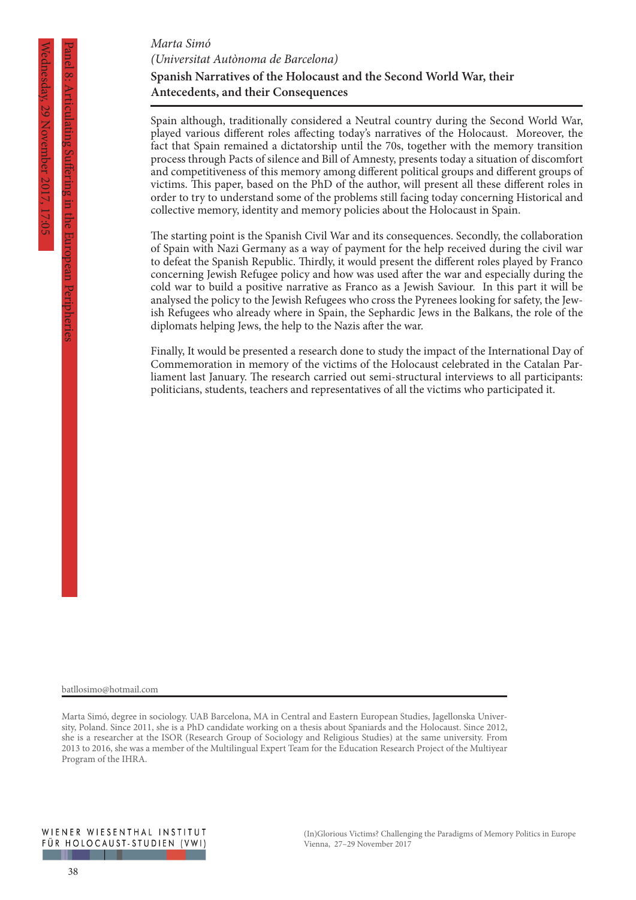*Marta Simó*
*(Universitat Autònoma de Barcelona)*

**Spanish Narratives of the Holocaust and the Second World War, their Antecedents, and their Consequences**

Spain although, traditionally considered a Neutral country during the Second World War, played various different roles affecting today's narratives of the Holocaust. Moreover, the fact that Spain remained a dictatorship until the 70s, together with the memory transition process through Pacts of silence and Bill of Amnesty, presents today a situation of discomfort and competitiveness of this memory among different political groups and different groups of victims. This paper, based on the PhD of the author, will present all these different roles in order to try to understand some of the problems still facing today concerning Historical and collective memory, identity and memory policies about the Holocaust in Spain.

The starting point is the Spanish Civil War and its consequences. Secondly, the collaboration of Spain with Nazi Germany as a way of payment for the help received during the civil war to defeat the Spanish Republic. Thirdly, it would present the different roles played by Franco concerning Jewish Refugee policy and how was used after the war and especially during the cold war to build a positive narrative as Franco as a Jewish Saviour. In this part it will be analysed the policy to the Jewish Refugees who cross the Pyrenees looking for safety, the Jewish Refugees who already where in Spain, the Sephardic Jews in the Balkans, the role of the diplomats helping Jews, the help to the Nazis after the war.

Finally, It would be presented a research done to study the impact of the International Day of Commemoration in memory of the victims of the Holocaust celebrated in the Catalan Parliament last January. The research carried out semi-structural interviews to all participants: politicians, students, teachers and representatives of all the victims who participated it.

batllosimo@hotmail.com

Marta Simó, degree in sociology. UAB Barcelona, MA in Central and Eastern European Studies, Jagellonska University, Poland. Since 2011, she is a PhD candidate working on a thesis about Spaniards and the Holocaust. Since 2012, she is a researcher at the ISOR (Research Group of Sociology and Religious Studies) at the same university. From 2013 to 2016, she was a member of the Multilingual Expert Team for the Education Research Project of the Multiyear Program of the IHRA.